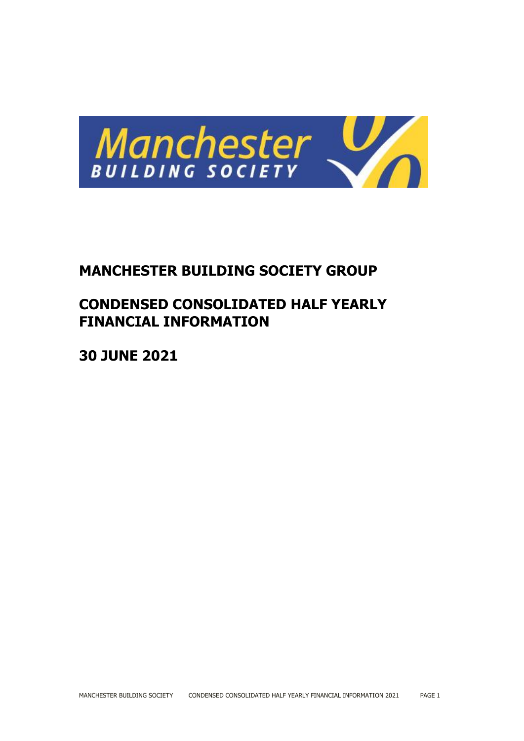# MANCHESTER BUILDING SOCIETY GROUP

# CONDENSED CONSOLIDATED HALF YEARLY FINANCIAL INFORMATION

# 30 JUNE 2021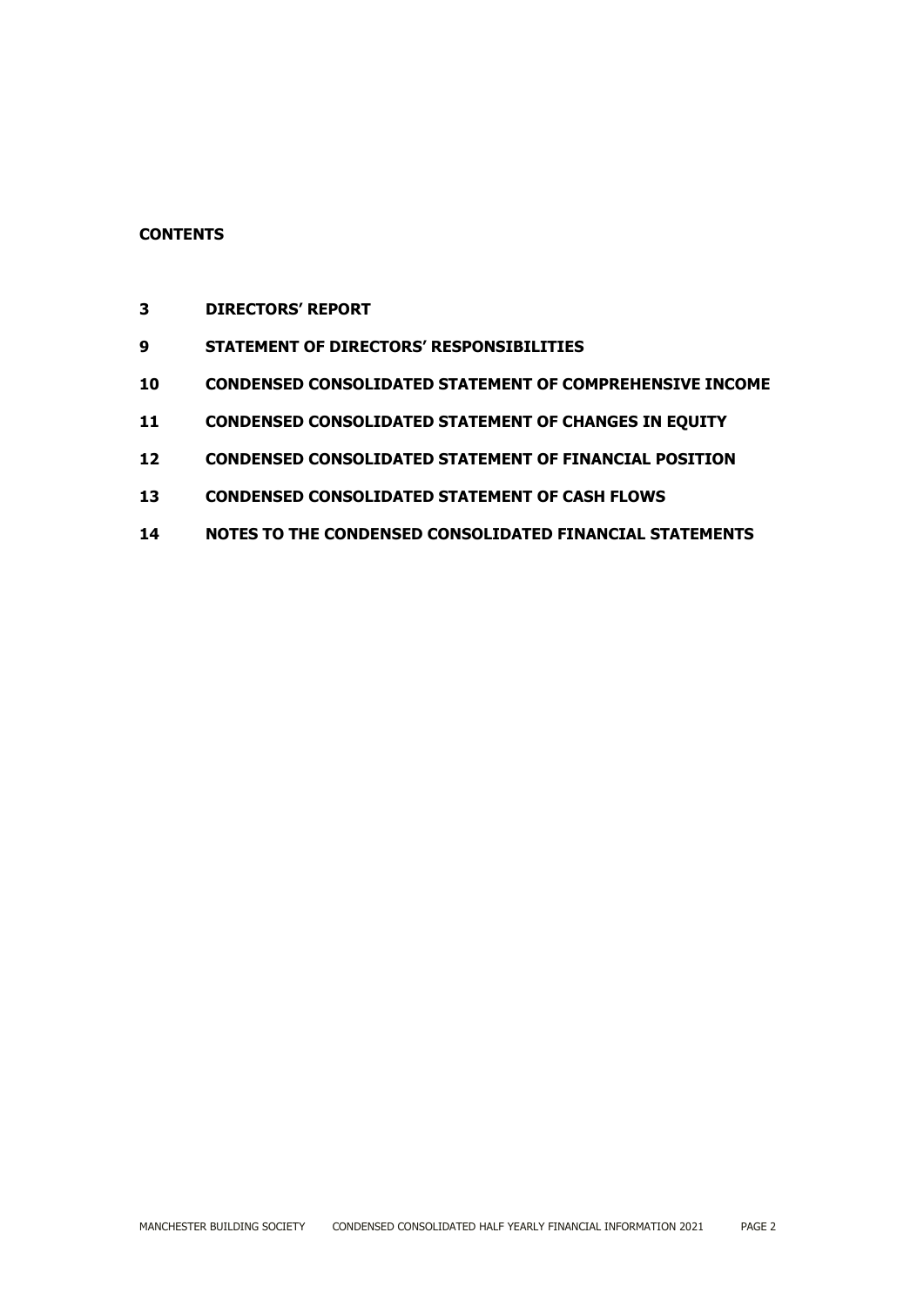**CONTENTS**

| | |
|---|---|
| **3** | **DIRECTORS' REPORT** |
| **9** | **STATEMENT OF DIRECTORS' RESPONSIBILITIES** |
| **10** | **CONDENSED CONSOLIDATED STATEMENT OF COMPREHENSIVE INCOME** |
| **11** | **CONDENSED CONSOLIDATED STATEMENT OF CHANGES IN EQUITY** |
| **12** | **CONDENSED CONSOLIDATED STATEMENT OF FINANCIAL POSITION** |
| **13** | **CONDENSED CONSOLIDATED STATEMENT OF CASH FLOWS** |
| **14** | **NOTES TO THE CONDENSED CONSOLIDATED FINANCIAL STATEMENTS** |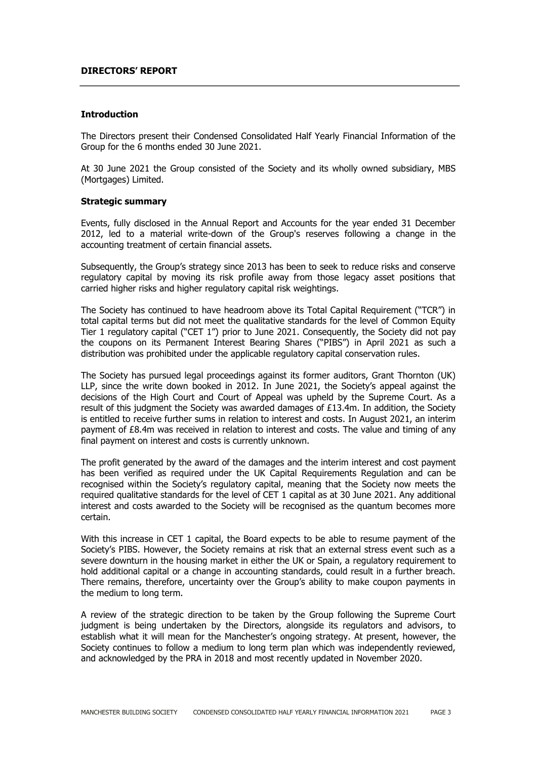## DIRECTORS' REPORT

### Introduction

The Directors present their Condensed Consolidated Half Yearly Financial Information of the Group for the 6 months ended 30 June 2021.

At 30 June 2021 the Group consisted of the Society and its wholly owned subsidiary, MBS (Mortgages) Limited.

### Strategic summary

Events, fully disclosed in the Annual Report and Accounts for the year ended 31 December 2012, led to a material write-down of the Group's reserves following a change in the accounting treatment of certain financial assets.

Subsequently, the Group's strategy since 2013 has been to seek to reduce risks and conserve regulatory capital by moving its risk profile away from those legacy asset positions that carried higher risks and higher regulatory capital risk weightings.

The Society has continued to have headroom above its Total Capital Requirement ("TCR") in total capital terms but did not meet the qualitative standards for the level of Common Equity Tier 1 regulatory capital ("CET 1") prior to June 2021. Consequently, the Society did not pay the coupons on its Permanent Interest Bearing Shares ("PIBS") in April 2021 as such a distribution was prohibited under the applicable regulatory capital conservation rules.

The Society has pursued legal proceedings against its former auditors, Grant Thornton (UK) LLP, since the write down booked in 2012. In June 2021, the Society's appeal against the decisions of the High Court and Court of Appeal was upheld by the Supreme Court. As a result of this judgment the Society was awarded damages of £13.4m. In addition, the Society is entitled to receive further sums in relation to interest and costs. In August 2021, an interim payment of £8.4m was received in relation to interest and costs. The value and timing of any final payment on interest and costs is currently unknown.

The profit generated by the award of the damages and the interim interest and cost payment has been verified as required under the UK Capital Requirements Regulation and can be recognised within the Society's regulatory capital, meaning that the Society now meets the required qualitative standards for the level of CET 1 capital as at 30 June 2021. Any additional interest and costs awarded to the Society will be recognised as the quantum becomes more certain.

With this increase in CET 1 capital, the Board expects to be able to resume payment of the Society's PIBS. However, the Society remains at risk that an external stress event such as a severe downturn in the housing market in either the UK or Spain, a regulatory requirement to hold additional capital or a change in accounting standards, could result in a further breach. There remains, therefore, uncertainty over the Group's ability to make coupon payments in the medium to long term.

A review of the strategic direction to be taken by the Group following the Supreme Court judgment is being undertaken by the Directors, alongside its regulators and advisors, to establish what it will mean for the Manchester's ongoing strategy. At present, however, the Society continues to follow a medium to long term plan which was independently reviewed, and acknowledged by the PRA in 2018 and most recently updated in November 2020.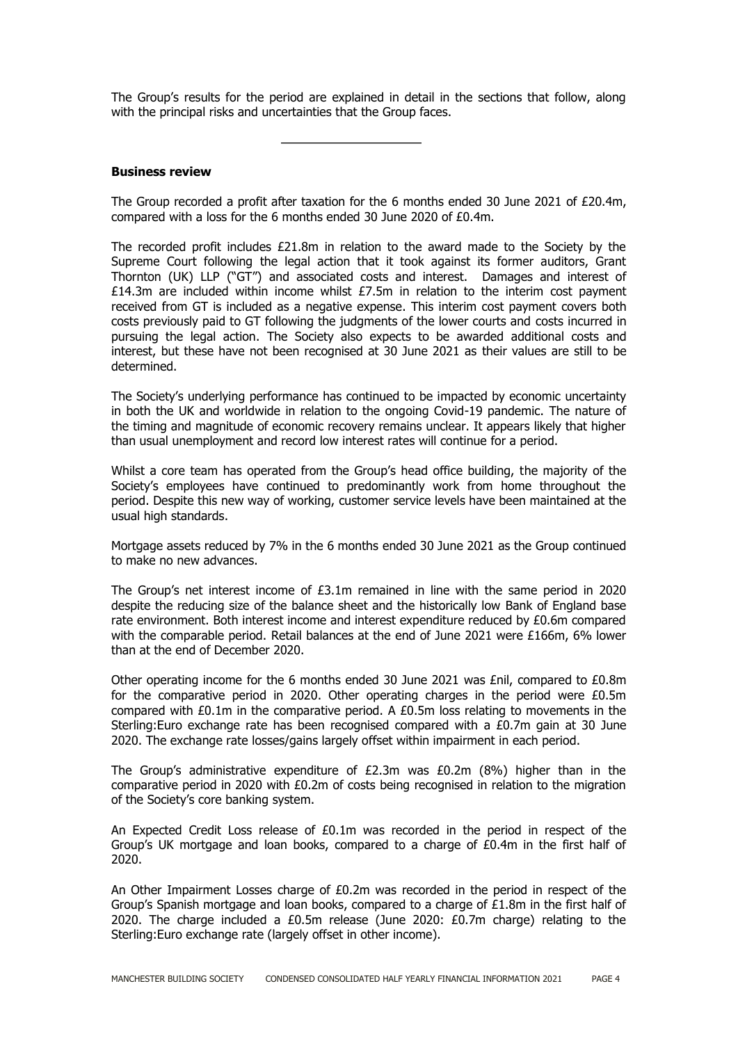The Group's results for the period are explained in detail in the sections that follow, along with the principal risks and uncertainties that the Group faces.

---

**Business review**

The Group recorded a profit after taxation for the 6 months ended 30 June 2021 of £20.4m, compared with a loss for the 6 months ended 30 June 2020 of £0.4m.

The recorded profit includes £21.8m in relation to the award made to the Society by the Supreme Court following the legal action that it took against its former auditors, Grant Thornton (UK) LLP ("GT") and associated costs and interest. Damages and interest of £14.3m are included within income whilst £7.5m in relation to the interim cost payment received from GT is included as a negative expense. This interim cost payment covers both costs previously paid to GT following the judgments of the lower courts and costs incurred in pursuing the legal action. The Society also expects to be awarded additional costs and interest, but these have not been recognised at 30 June 2021 as their values are still to be determined.

The Society's underlying performance has continued to be impacted by economic uncertainty in both the UK and worldwide in relation to the ongoing Covid-19 pandemic. The nature of the timing and magnitude of economic recovery remains unclear. It appears likely that higher than usual unemployment and record low interest rates will continue for a period.

Whilst a core team has operated from the Group's head office building, the majority of the Society's employees have continued to predominantly work from home throughout the period. Despite this new way of working, customer service levels have been maintained at the usual high standards.

Mortgage assets reduced by 7% in the 6 months ended 30 June 2021 as the Group continued to make no new advances.

The Group's net interest income of £3.1m remained in line with the same period in 2020 despite the reducing size of the balance sheet and the historically low Bank of England base rate environment. Both interest income and interest expenditure reduced by £0.6m compared with the comparable period. Retail balances at the end of June 2021 were £166m, 6% lower than at the end of December 2020.

Other operating income for the 6 months ended 30 June 2021 was £nil, compared to £0.8m for the comparative period in 2020. Other operating charges in the period were £0.5m compared with £0.1m in the comparative period. A £0.5m loss relating to movements in the Sterling:Euro exchange rate has been recognised compared with a £0.7m gain at 30 June 2020. The exchange rate losses/gains largely offset within impairment in each period.

The Group's administrative expenditure of £2.3m was £0.2m (8%) higher than in the comparative period in 2020 with £0.2m of costs being recognised in relation to the migration of the Society's core banking system.

An Expected Credit Loss release of £0.1m was recorded in the period in respect of the Group's UK mortgage and loan books, compared to a charge of £0.4m in the first half of 2020.

An Other Impairment Losses charge of £0.2m was recorded in the period in respect of the Group's Spanish mortgage and loan books, compared to a charge of £1.8m in the first half of 2020. The charge included a £0.5m release (June 2020: £0.7m charge) relating to the Sterling:Euro exchange rate (largely offset in other income).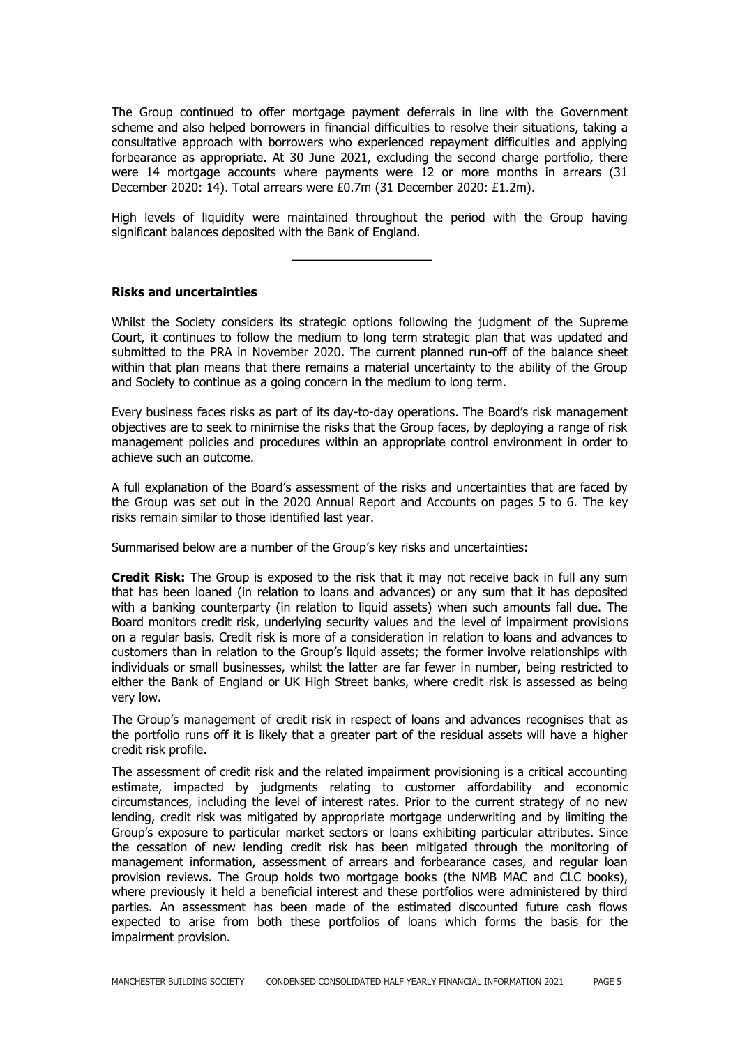The Group continued to offer mortgage payment deferrals in line with the Government scheme and also helped borrowers in financial difficulties to resolve their situations, taking a consultative approach with borrowers who experienced repayment difficulties and applying forbearance as appropriate. At 30 June 2021, excluding the second charge portfolio, there were 14 mortgage accounts where payments were 12 or more months in arrears (31 December 2020: 14). Total arrears were £0.7m (31 December 2020: £1.2m).

High levels of liquidity were maintained throughout the period with the Group having significant balances deposited with the Bank of England.

---

**Risks and uncertainties**

Whilst the Society considers its strategic options following the judgment of the Supreme Court, it continues to follow the medium to long term strategic plan that was updated and submitted to the PRA in November 2020. The current planned run-off of the balance sheet within that plan means that there remains a material uncertainty to the ability of the Group and Society to continue as a going concern in the medium to long term.

Every business faces risks as part of its day-to-day operations. The Board's risk management objectives are to seek to minimise the risks that the Group faces, by deploying a range of risk management policies and procedures within an appropriate control environment in order to achieve such an outcome.

A full explanation of the Board's assessment of the risks and uncertainties that are faced by the Group was set out in the 2020 Annual Report and Accounts on pages 5 to 6. The key risks remain similar to those identified last year.

Summarised below are a number of the Group's key risks and uncertainties:

**Credit Risk:** The Group is exposed to the risk that it may not receive back in full any sum that has been loaned (in relation to loans and advances) or any sum that it has deposited with a banking counterparty (in relation to liquid assets) when such amounts fall due. The Board monitors credit risk, underlying security values and the level of impairment provisions on a regular basis. Credit risk is more of a consideration in relation to loans and advances to customers than in relation to the Group's liquid assets; the former involve relationships with individuals or small businesses, whilst the latter are far fewer in number, being restricted to either the Bank of England or UK High Street banks, where credit risk is assessed as being very low.

The Group's management of credit risk in respect of loans and advances recognises that as the portfolio runs off it is likely that a greater part of the residual assets will have a higher credit risk profile.

The assessment of credit risk and the related impairment provisioning is a critical accounting estimate, impacted by judgments relating to customer affordability and economic circumstances, including the level of interest rates. Prior to the current strategy of no new lending, credit risk was mitigated by appropriate mortgage underwriting and by limiting the Group's exposure to particular market sectors or loans exhibiting particular attributes. Since the cessation of new lending credit risk has been mitigated through the monitoring of management information, assessment of arrears and forbearance cases, and regular loan provision reviews. The Group holds two mortgage books (the NMB MAC and CLC books), where previously it held a beneficial interest and these portfolios were administered by third parties. An assessment has been made of the estimated discounted future cash flows expected to arise from both these portfolios of loans which forms the basis for the impairment provision.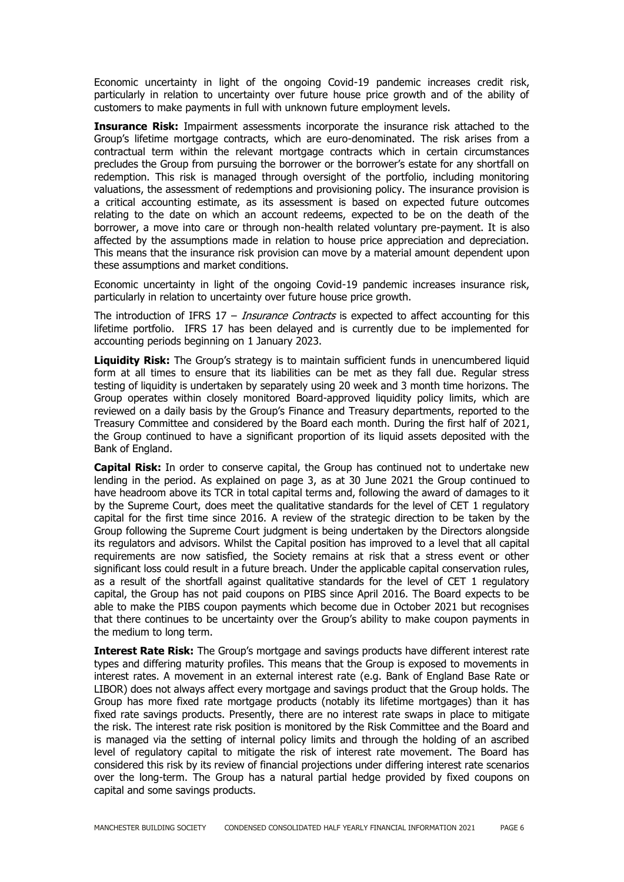Economic uncertainty in light of the ongoing Covid-19 pandemic increases credit risk, particularly in relation to uncertainty over future house price growth and of the ability of customers to make payments in full with unknown future employment levels.

**Insurance Risk:** Impairment assessments incorporate the insurance risk attached to the Group's lifetime mortgage contracts, which are euro-denominated. The risk arises from a contractual term within the relevant mortgage contracts which in certain circumstances precludes the Group from pursuing the borrower or the borrower's estate for any shortfall on redemption. This risk is managed through oversight of the portfolio, including monitoring valuations, the assessment of redemptions and provisioning policy. The insurance provision is a critical accounting estimate, as its assessment is based on expected future outcomes relating to the date on which an account redeems, expected to be on the death of the borrower, a move into care or through non-health related voluntary pre-payment. It is also affected by the assumptions made in relation to house price appreciation and depreciation. This means that the insurance risk provision can move by a material amount dependent upon these assumptions and market conditions.

Economic uncertainty in light of the ongoing Covid-19 pandemic increases insurance risk, particularly in relation to uncertainty over future house price growth.

The introduction of IFRS 17 – *Insurance Contracts* is expected to affect accounting for this lifetime portfolio. IFRS 17 has been delayed and is currently due to be implemented for accounting periods beginning on 1 January 2023.

**Liquidity Risk:** The Group's strategy is to maintain sufficient funds in unencumbered liquid form at all times to ensure that its liabilities can be met as they fall due. Regular stress testing of liquidity is undertaken by separately using 20 week and 3 month time horizons. The Group operates within closely monitored Board-approved liquidity policy limits, which are reviewed on a daily basis by the Group's Finance and Treasury departments, reported to the Treasury Committee and considered by the Board each month. During the first half of 2021, the Group continued to have a significant proportion of its liquid assets deposited with the Bank of England.

**Capital Risk:** In order to conserve capital, the Group has continued not to undertake new lending in the period. As explained on page 3, as at 30 June 2021 the Group continued to have headroom above its TCR in total capital terms and, following the award of damages to it by the Supreme Court, does meet the qualitative standards for the level of CET 1 regulatory capital for the first time since 2016. A review of the strategic direction to be taken by the Group following the Supreme Court judgment is being undertaken by the Directors alongside its regulators and advisors. Whilst the Capital position has improved to a level that all capital requirements are now satisfied, the Society remains at risk that a stress event or other significant loss could result in a future breach. Under the applicable capital conservation rules, as a result of the shortfall against qualitative standards for the level of CET 1 regulatory capital, the Group has not paid coupons on PIBS since April 2016. The Board expects to be able to make the PIBS coupon payments which become due in October 2021 but recognises that there continues to be uncertainty over the Group's ability to make coupon payments in the medium to long term.

**Interest Rate Risk:** The Group's mortgage and savings products have different interest rate types and differing maturity profiles. This means that the Group is exposed to movements in interest rates. A movement in an external interest rate (e.g. Bank of England Base Rate or LIBOR) does not always affect every mortgage and savings product that the Group holds. The Group has more fixed rate mortgage products (notably its lifetime mortgages) than it has fixed rate savings products. Presently, there are no interest rate swaps in place to mitigate the risk. The interest rate risk position is monitored by the Risk Committee and the Board and is managed via the setting of internal policy limits and through the holding of an ascribed level of regulatory capital to mitigate the risk of interest rate movement. The Board has considered this risk by its review of financial projections under differing interest rate scenarios over the long-term. The Group has a natural partial hedge provided by fixed coupons on capital and some savings products.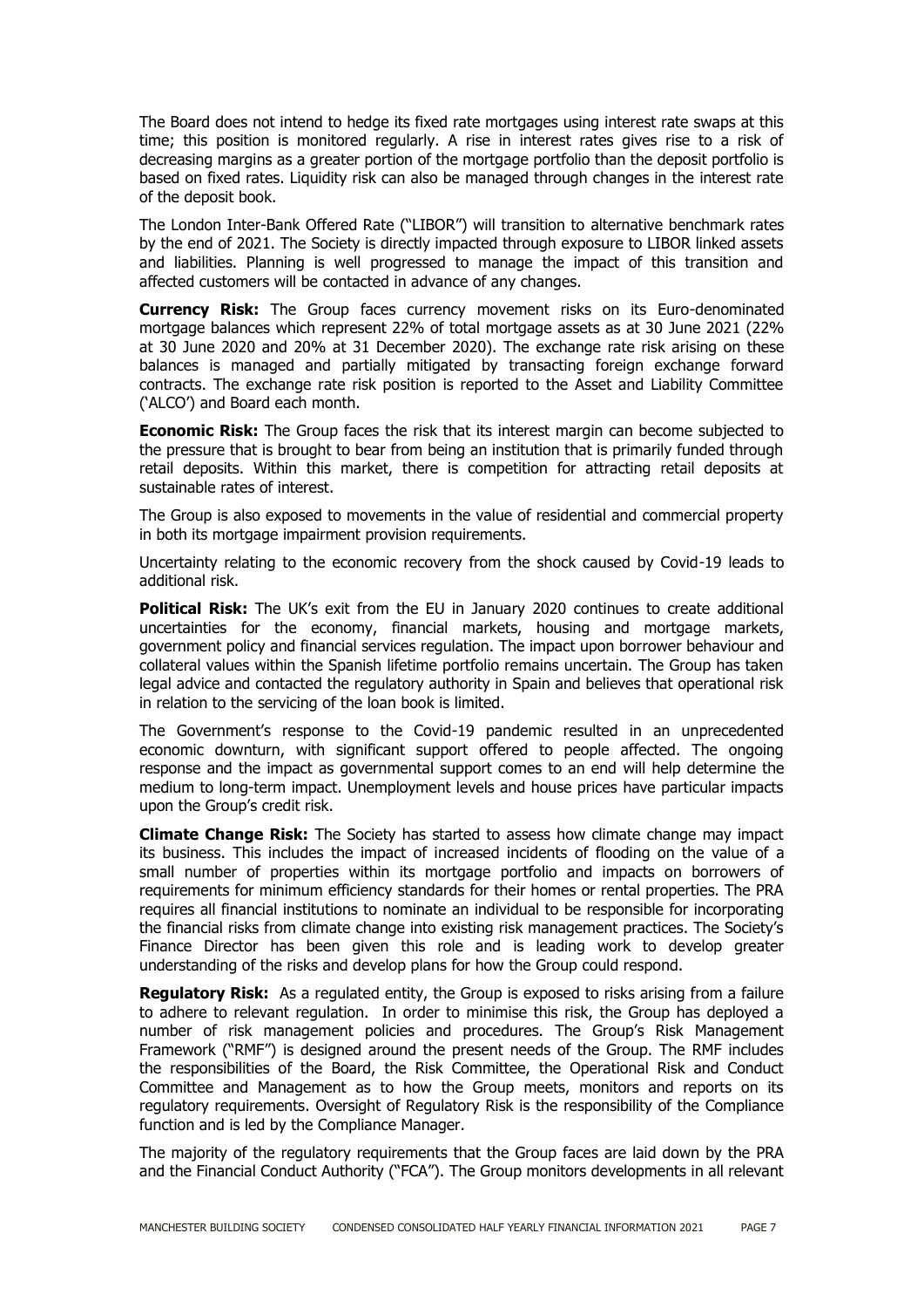The Board does not intend to hedge its fixed rate mortgages using interest rate swaps at this time; this position is monitored regularly. A rise in interest rates gives rise to a risk of decreasing margins as a greater portion of the mortgage portfolio than the deposit portfolio is based on fixed rates. Liquidity risk can also be managed through changes in the interest rate of the deposit book.

The London Inter-Bank Offered Rate ("LIBOR") will transition to alternative benchmark rates by the end of 2021. The Society is directly impacted through exposure to LIBOR linked assets and liabilities. Planning is well progressed to manage the impact of this transition and affected customers will be contacted in advance of any changes.

**Currency Risk:** The Group faces currency movement risks on its Euro-denominated mortgage balances which represent 22% of total mortgage assets as at 30 June 2021 (22% at 30 June 2020 and 20% at 31 December 2020). The exchange rate risk arising on these balances is managed and partially mitigated by transacting foreign exchange forward contracts. The exchange rate risk position is reported to the Asset and Liability Committee ('ALCO') and Board each month.

**Economic Risk:** The Group faces the risk that its interest margin can become subjected to the pressure that is brought to bear from being an institution that is primarily funded through retail deposits. Within this market, there is competition for attracting retail deposits at sustainable rates of interest.

The Group is also exposed to movements in the value of residential and commercial property in both its mortgage impairment provision requirements.

Uncertainty relating to the economic recovery from the shock caused by Covid-19 leads to additional risk.

**Political Risk:** The UK's exit from the EU in January 2020 continues to create additional uncertainties for the economy, financial markets, housing and mortgage markets, government policy and financial services regulation. The impact upon borrower behaviour and collateral values within the Spanish lifetime portfolio remains uncertain. The Group has taken legal advice and contacted the regulatory authority in Spain and believes that operational risk in relation to the servicing of the loan book is limited.

The Government's response to the Covid-19 pandemic resulted in an unprecedented economic downturn, with significant support offered to people affected. The ongoing response and the impact as governmental support comes to an end will help determine the medium to long-term impact. Unemployment levels and house prices have particular impacts upon the Group's credit risk.

**Climate Change Risk:** The Society has started to assess how climate change may impact its business. This includes the impact of increased incidents of flooding on the value of a small number of properties within its mortgage portfolio and impacts on borrowers of requirements for minimum efficiency standards for their homes or rental properties. The PRA requires all financial institutions to nominate an individual to be responsible for incorporating the financial risks from climate change into existing risk management practices. The Society's Finance Director has been given this role and is leading work to develop greater understanding of the risks and develop plans for how the Group could respond.

**Regulatory Risk:** As a regulated entity, the Group is exposed to risks arising from a failure to adhere to relevant regulation. In order to minimise this risk, the Group has deployed a number of risk management policies and procedures. The Group's Risk Management Framework ("RMF") is designed around the present needs of the Group. The RMF includes the responsibilities of the Board, the Risk Committee, the Operational Risk and Conduct Committee and Management as to how the Group meets, monitors and reports on its regulatory requirements. Oversight of Regulatory Risk is the responsibility of the Compliance function and is led by the Compliance Manager.

The majority of the regulatory requirements that the Group faces are laid down by the PRA and the Financial Conduct Authority ("FCA"). The Group monitors developments in all relevant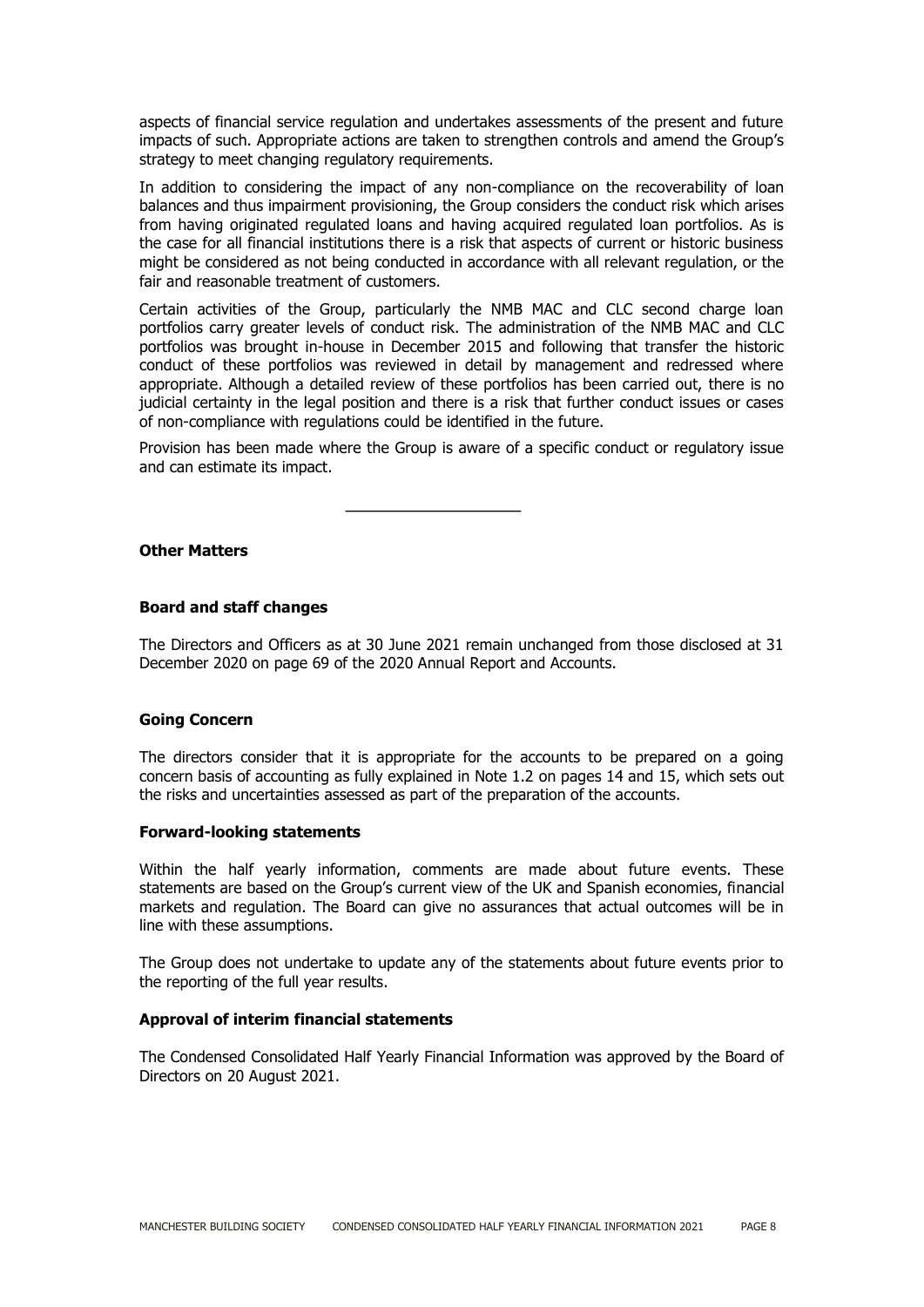aspects of financial service regulation and undertakes assessments of the present and future impacts of such. Appropriate actions are taken to strengthen controls and amend the Group's strategy to meet changing regulatory requirements.

In addition to considering the impact of any non-compliance on the recoverability of loan balances and thus impairment provisioning, the Group considers the conduct risk which arises from having originated regulated loans and having acquired regulated loan portfolios. As is the case for all financial institutions there is a risk that aspects of current or historic business might be considered as not being conducted in accordance with all relevant regulation, or the fair and reasonable treatment of customers.

Certain activities of the Group, particularly the NMB MAC and CLC second charge loan portfolios carry greater levels of conduct risk. The administration of the NMB MAC and CLC portfolios was brought in-house in December 2015 and following that transfer the historic conduct of these portfolios was reviewed in detail by management and redressed where appropriate. Although a detailed review of these portfolios has been carried out, there is no judicial certainty in the legal position and there is a risk that further conduct issues or cases of non-compliance with regulations could be identified in the future.

Provision has been made where the Group is aware of a specific conduct or regulatory issue and can estimate its impact.

---

**Other Matters**

**Board and staff changes**

The Directors and Officers as at 30 June 2021 remain unchanged from those disclosed at 31 December 2020 on page 69 of the 2020 Annual Report and Accounts.

**Going Concern**

The directors consider that it is appropriate for the accounts to be prepared on a going concern basis of accounting as fully explained in Note 1.2 on pages 14 and 15, which sets out the risks and uncertainties assessed as part of the preparation of the accounts.

**Forward-looking statements**

Within the half yearly information, comments are made about future events. These statements are based on the Group's current view of the UK and Spanish economies, financial markets and regulation. The Board can give no assurances that actual outcomes will be in line with these assumptions.

The Group does not undertake to update any of the statements about future events prior to the reporting of the full year results.

**Approval of interim financial statements**

The Condensed Consolidated Half Yearly Financial Information was approved by the Board of Directors on 20 August 2021.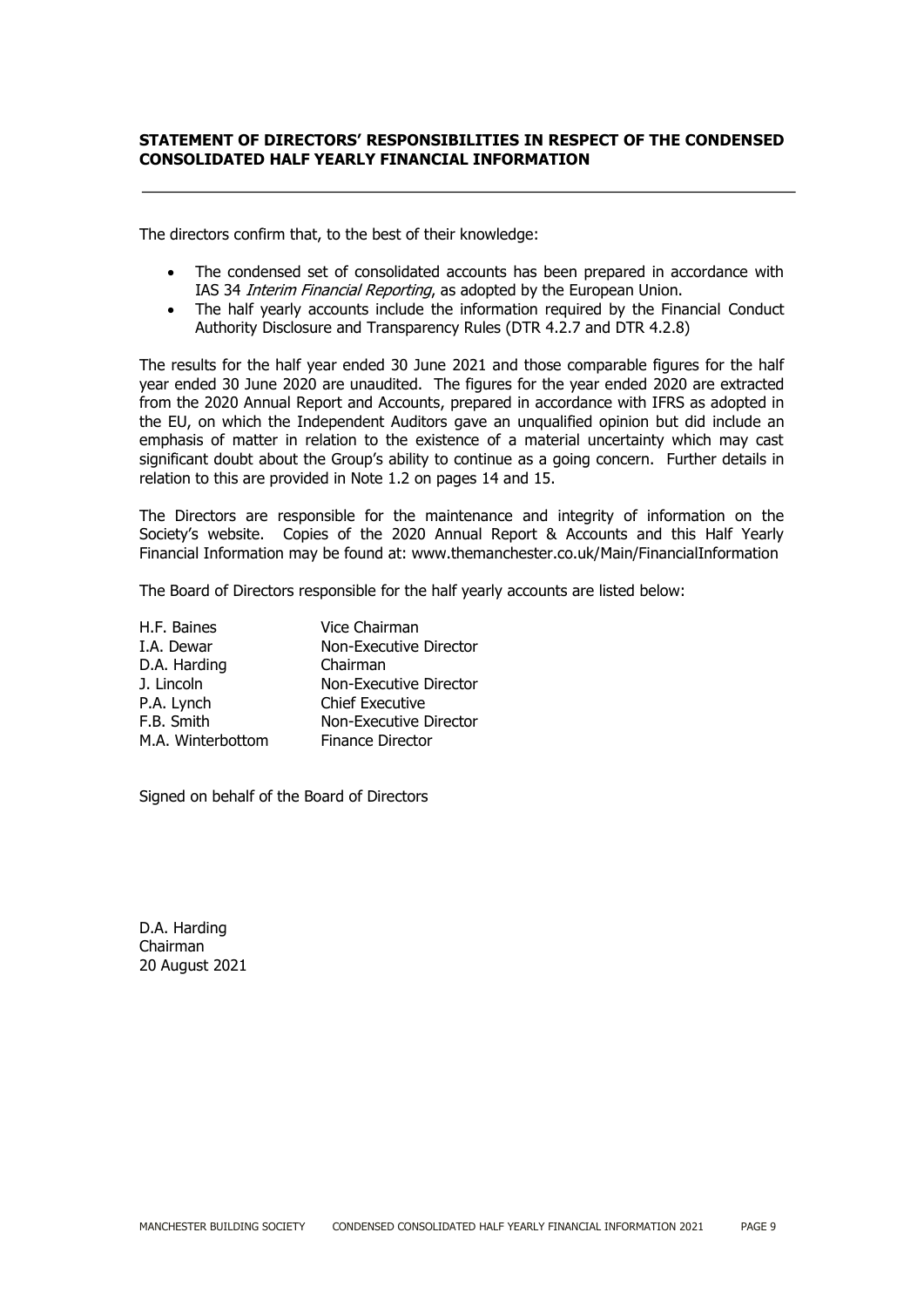## STATEMENT OF DIRECTORS' RESPONSIBILITIES IN RESPECT OF THE CONDENSED CONSOLIDATED HALF YEARLY FINANCIAL INFORMATION

The directors confirm that, to the best of their knowledge:

- The condensed set of consolidated accounts has been prepared in accordance with IAS 34 *Interim Financial Reporting*, as adopted by the European Union.
- The half yearly accounts include the information required by the Financial Conduct Authority Disclosure and Transparency Rules (DTR 4.2.7 and DTR 4.2.8)

The results for the half year ended 30 June 2021 and those comparable figures for the half year ended 30 June 2020 are unaudited. The figures for the year ended 2020 are extracted from the 2020 Annual Report and Accounts, prepared in accordance with IFRS as adopted in the EU, on which the Independent Auditors gave an unqualified opinion but did include an emphasis of matter in relation to the existence of a material uncertainty which may cast significant doubt about the Group's ability to continue as a going concern. Further details in relation to this are provided in Note 1.2 on pages 14 and 15.

The Directors are responsible for the maintenance and integrity of information on the Society's website. Copies of the 2020 Annual Report & Accounts and this Half Yearly Financial Information may be found at: www.themanchester.co.uk/Main/FinancialInformation

The Board of Directors responsible for the half yearly accounts are listed below:

| | |
|---|---|
| H.F. Baines | Vice Chairman |
| I.A. Dewar | Non-Executive Director |
| D.A. Harding | Chairman |
| J. Lincoln | Non-Executive Director |
| P.A. Lynch | Chief Executive |
| F.B. Smith | Non-Executive Director |
| M.A. Winterbottom | Finance Director |

Signed on behalf of the Board of Directors

D.A. Harding
Chairman
20 August 2021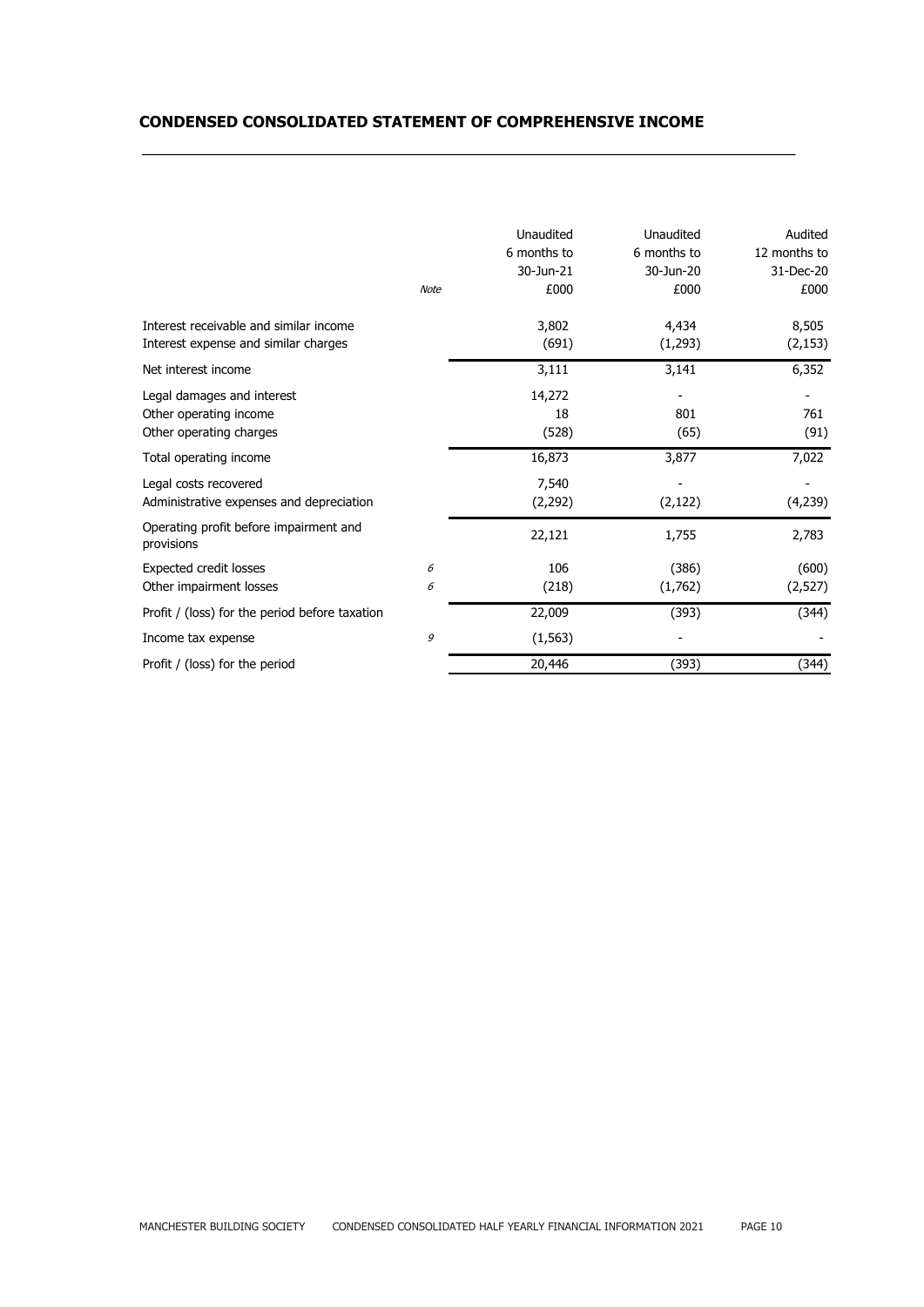## CONDENSED CONSOLIDATED STATEMENT OF COMPREHENSIVE INCOME

| | Note | Unaudited 6 months to 30-Jun-21 £000 | Unaudited 6 months to 30-Jun-20 £000 | Audited 12 months to 31-Dec-20 £000 |
|---|---|---|---|---|
| Interest receivable and similar income | | 3,802 | 4,434 | 8,505 |
| Interest expense and similar charges | | (691) | (1,293) | (2,153) |
| Net interest income | | 3,111 | 3,141 | 6,352 |
| Legal damages and interest | | 14,272 | - | - |
| Other operating income | | 18 | 801 | 761 |
| Other operating charges | | (528) | (65) | (91) |
| Total operating income | | 16,873 | 3,877 | 7,022 |
| Legal costs recovered | | 7,540 | - | - |
| Administrative expenses and depreciation | | (2,292) | (2,122) | (4,239) |
| Operating profit before impairment and provisions | | 22,121 | 1,755 | 2,783 |
| Expected credit losses | *6* | 106 | (386) | (600) |
| Other impairment losses | *6* | (218) | (1,762) | (2,527) |
| Profit / (loss) for the period before taxation | | 22,009 | (393) | (344) |
| Income tax expense | *9* | (1,563) | - | - |
| Profit / (loss) for the period | | 20,446 | (393) | (344) |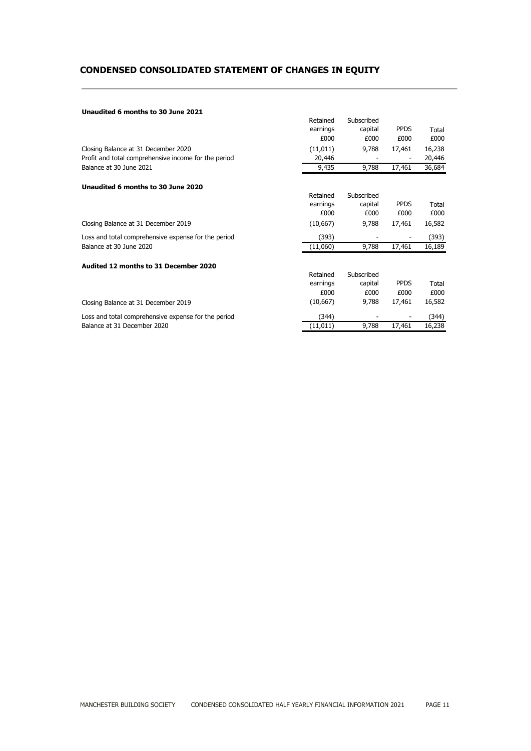# CONDENSED CONSOLIDATED STATEMENT OF CHANGES IN EQUITY

**Unaudited 6 months to 30 June 2021**

| | Retained earnings £000 | Subscribed capital £000 | PPDS £000 | Total £000 |
|---|---|---|---|---|
| Closing Balance at 31 December 2020 | (11,011) | 9,788 | 17,461 | 16,238 |
| Profit and total comprehensive income for the period | 20,446 | - | - | 20,446 |
| Balance at 30 June 2021 | 9,435 | 9,788 | 17,461 | 36,684 |

**Unaudited 6 months to 30 June 2020**

| | Retained earnings £000 | Subscribed capital £000 | PPDS £000 | Total £000 |
|---|---|---|---|---|
| Closing Balance at 31 December 2019 | (10,667) | 9,788 | 17,461 | 16,582 |
| Loss and total comprehensive expense for the period | (393) | - | - | (393) |
| Balance at 30 June 2020 | (11,060) | 9,788 | 17,461 | 16,189 |

**Audited 12 months to 31 December 2020**

| | Retained earnings £000 | Subscribed capital £000 | PPDS £000 | Total £000 |
|---|---|---|---|---|
| Closing Balance at 31 December 2019 | (10,667) | 9,788 | 17,461 | 16,582 |
| Loss and total comprehensive expense for the period | (344) | - | - | (344) |
| Balance at 31 December 2020 | (11,011) | 9,788 | 17,461 | 16,238 |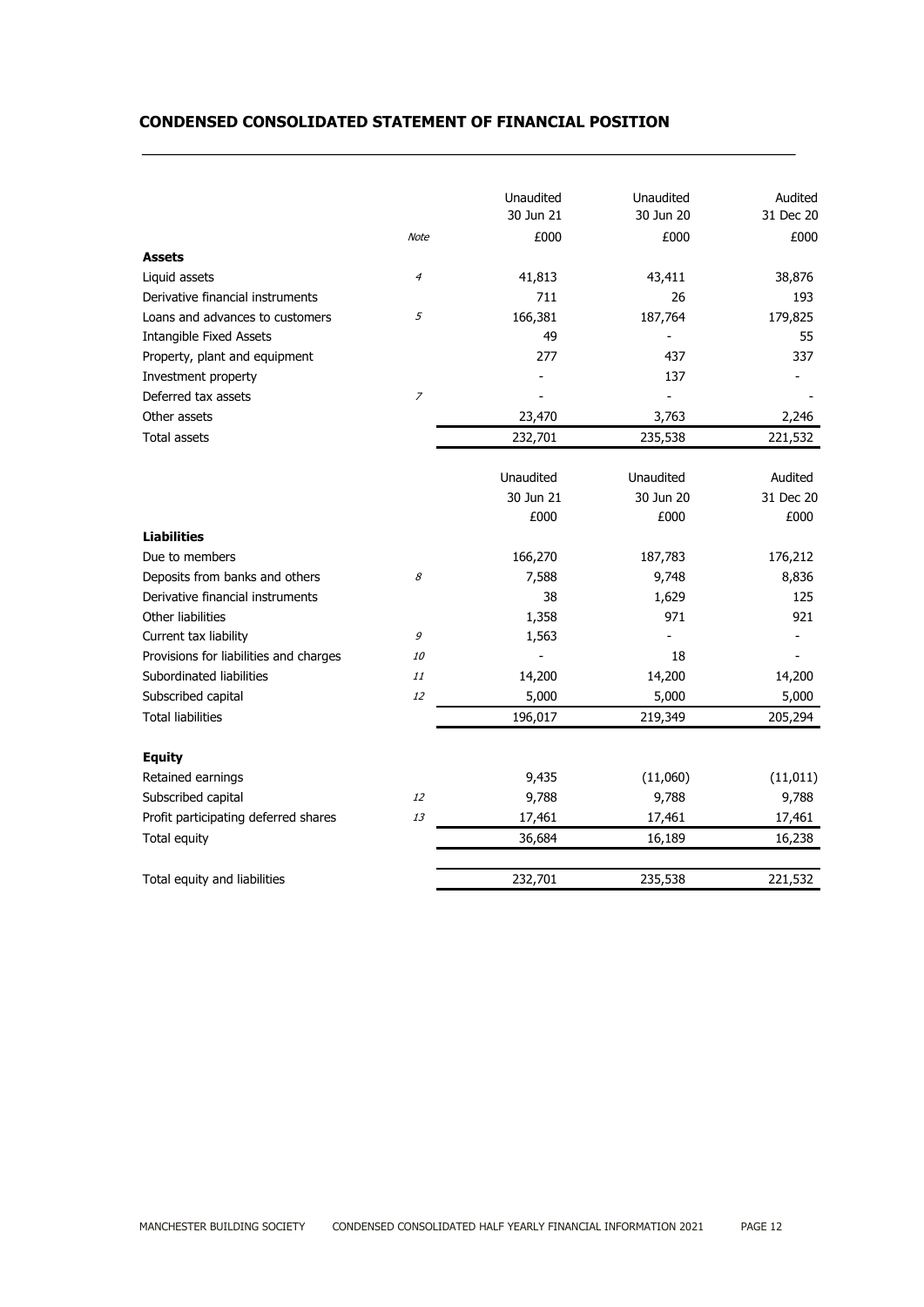## CONDENSED CONSOLIDATED STATEMENT OF FINANCIAL POSITION

| | Note | Unaudited 30 Jun 21 £000 | Unaudited 30 Jun 20 £000 | Audited 31 Dec 20 £000 |
|---|---|---|---|---|
| **Assets** | | | | |
| Liquid assets | *4* | 41,813 | 43,411 | 38,876 |
| Derivative financial instruments | | 711 | 26 | 193 |
| Loans and advances to customers | *5* | 166,381 | 187,764 | 179,825 |
| Intangible Fixed Assets | | 49 | - | 55 |
| Property, plant and equipment | | 277 | 437 | 337 |
| Investment property | | - | 137 | - |
| Deferred tax assets | *7* | - | - | - |
| Other assets | | 23,470 | 3,763 | 2,246 |
| Total assets | | 232,701 | 235,538 | 221,532 |

| | Note | Unaudited 30 Jun 21 £000 | Unaudited 30 Jun 20 £000 | Audited 31 Dec 20 £000 |
|---|---|---|---|---|
| **Liabilities** | | | | |
| Due to members | | 166,270 | 187,783 | 176,212 |
| Deposits from banks and others | *8* | 7,588 | 9,748 | 8,836 |
| Derivative financial instruments | | 38 | 1,629 | 125 |
| Other liabilities | | 1,358 | 971 | 921 |
| Current tax liability | *9* | 1,563 | - | - |
| Provisions for liabilities and charges | *10* | - | 18 | - |
| Subordinated liabilities | *11* | 14,200 | 14,200 | 14,200 |
| Subscribed capital | *12* | 5,000 | 5,000 | 5,000 |
| Total liabilities | | 196,017 | 219,349 | 205,294 |
| | | | | |
| **Equity** | | | | |
| Retained earnings | | 9,435 | (11,060) | (11,011) |
| Subscribed capital | *12* | 9,788 | 9,788 | 9,788 |
| Profit participating deferred shares | *13* | 17,461 | 17,461 | 17,461 |
| Total equity | | 36,684 | 16,189 | 16,238 |
| | | | | |
| Total equity and liabilities | | 232,701 | 235,538 | 221,532 |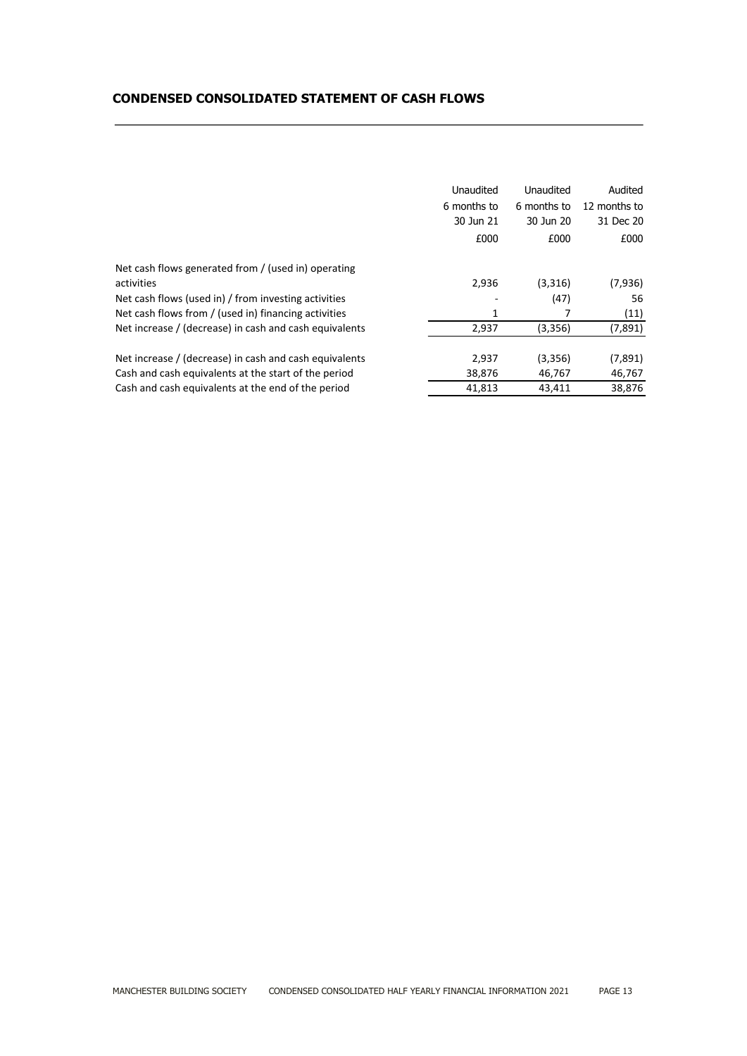## CONDENSED CONSOLIDATED STATEMENT OF CASH FLOWS

| | Unaudited 6 months to 30 Jun 21 | Unaudited 6 months to 30 Jun 20 | Audited 12 months to 31 Dec 20 |
|---|---|---|---|
| | £000 | £000 | £000 |
| Net cash flows generated from / (used in) operating activities | 2,936 | (3,316) | (7,936) |
| Net cash flows (used in) / from investing activities | - | (47) | 56 |
| Net cash flows from / (used in) financing activities | 1 | 7 | (11) |
| Net increase / (decrease) in cash and cash equivalents | 2,937 | (3,356) | (7,891) |
| | | | |
| Net increase / (decrease) in cash and cash equivalents | 2,937 | (3,356) | (7,891) |
| Cash and cash equivalents at the start of the period | 38,876 | 46,767 | 46,767 |
| Cash and cash equivalents at the end of the period | 41,813 | 43,411 | 38,876 |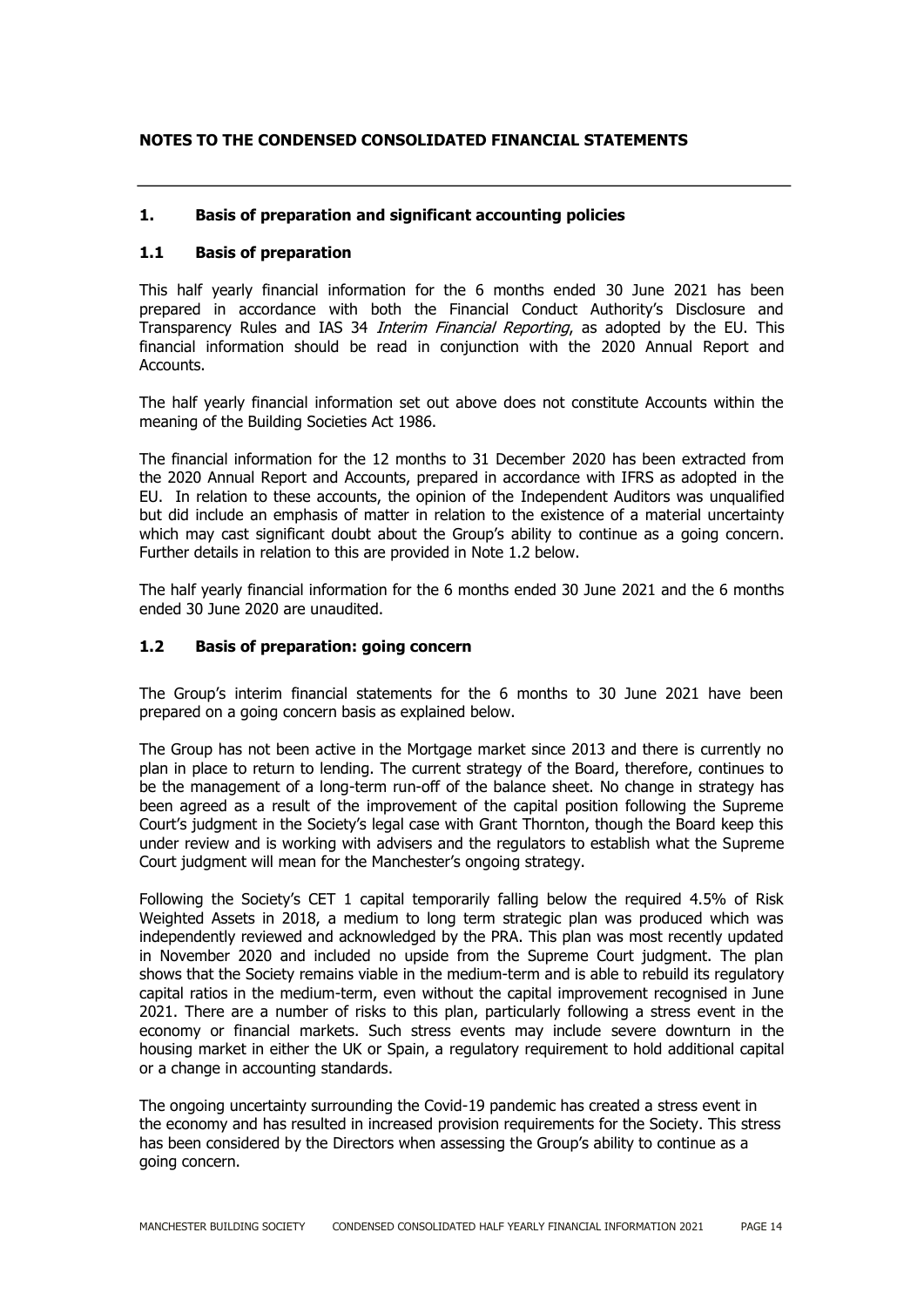# NOTES TO THE CONDENSED CONSOLIDATED FINANCIAL STATEMENTS

## 1. Basis of preparation and significant accounting policies

### 1.1 Basis of preparation

This half yearly financial information for the 6 months ended 30 June 2021 has been prepared in accordance with both the Financial Conduct Authority's Disclosure and Transparency Rules and IAS 34 *Interim Financial Reporting*, as adopted by the EU. This financial information should be read in conjunction with the 2020 Annual Report and Accounts.

The half yearly financial information set out above does not constitute Accounts within the meaning of the Building Societies Act 1986.

The financial information for the 12 months to 31 December 2020 has been extracted from the 2020 Annual Report and Accounts, prepared in accordance with IFRS as adopted in the EU. In relation to these accounts, the opinion of the Independent Auditors was unqualified but did include an emphasis of matter in relation to the existence of a material uncertainty which may cast significant doubt about the Group's ability to continue as a going concern. Further details in relation to this are provided in Note 1.2 below.

The half yearly financial information for the 6 months ended 30 June 2021 and the 6 months ended 30 June 2020 are unaudited.

### 1.2 Basis of preparation: going concern

The Group's interim financial statements for the 6 months to 30 June 2021 have been prepared on a going concern basis as explained below.

The Group has not been active in the Mortgage market since 2013 and there is currently no plan in place to return to lending. The current strategy of the Board, therefore, continues to be the management of a long-term run-off of the balance sheet. No change in strategy has been agreed as a result of the improvement of the capital position following the Supreme Court's judgment in the Society's legal case with Grant Thornton, though the Board keep this under review and is working with advisers and the regulators to establish what the Supreme Court judgment will mean for the Manchester's ongoing strategy.

Following the Society's CET 1 capital temporarily falling below the required 4.5% of Risk Weighted Assets in 2018, a medium to long term strategic plan was produced which was independently reviewed and acknowledged by the PRA. This plan was most recently updated in November 2020 and included no upside from the Supreme Court judgment. The plan shows that the Society remains viable in the medium-term and is able to rebuild its regulatory capital ratios in the medium-term, even without the capital improvement recognised in June 2021. There are a number of risks to this plan, particularly following a stress event in the economy or financial markets. Such stress events may include severe downturn in the housing market in either the UK or Spain, a regulatory requirement to hold additional capital or a change in accounting standards.

The ongoing uncertainty surrounding the Covid-19 pandemic has created a stress event in the economy and has resulted in increased provision requirements for the Society. This stress has been considered by the Directors when assessing the Group's ability to continue as a going concern.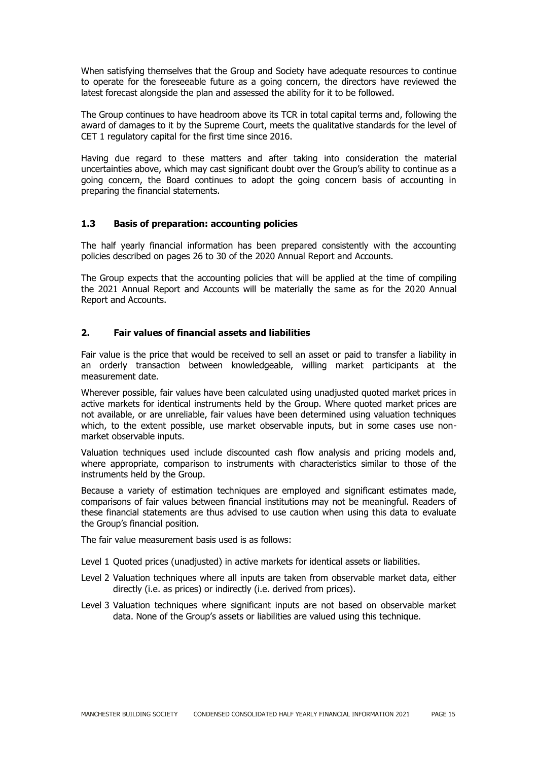When satisfying themselves that the Group and Society have adequate resources to continue to operate for the foreseeable future as a going concern, the directors have reviewed the latest forecast alongside the plan and assessed the ability for it to be followed.

The Group continues to have headroom above its TCR in total capital terms and, following the award of damages to it by the Supreme Court, meets the qualitative standards for the level of CET 1 regulatory capital for the first time since 2016.

Having due regard to these matters and after taking into consideration the material uncertainties above, which may cast significant doubt over the Group's ability to continue as a going concern, the Board continues to adopt the going concern basis of accounting in preparing the financial statements.

### 1.3 Basis of preparation: accounting policies

The half yearly financial information has been prepared consistently with the accounting policies described on pages 26 to 30 of the 2020 Annual Report and Accounts.

The Group expects that the accounting policies that will be applied at the time of compiling the 2021 Annual Report and Accounts will be materially the same as for the 2020 Annual Report and Accounts.

## 2. Fair values of financial assets and liabilities

Fair value is the price that would be received to sell an asset or paid to transfer a liability in an orderly transaction between knowledgeable, willing market participants at the measurement date.

Wherever possible, fair values have been calculated using unadjusted quoted market prices in active markets for identical instruments held by the Group. Where quoted market prices are not available, or are unreliable, fair values have been determined using valuation techniques which, to the extent possible, use market observable inputs, but in some cases use non-market observable inputs.

Valuation techniques used include discounted cash flow analysis and pricing models and, where appropriate, comparison to instruments with characteristics similar to those of the instruments held by the Group.

Because a variety of estimation techniques are employed and significant estimates made, comparisons of fair values between financial institutions may not be meaningful. Readers of these financial statements are thus advised to use caution when using this data to evaluate the Group's financial position.

The fair value measurement basis used is as follows:

Level 1 Quoted prices (unadjusted) in active markets for identical assets or liabilities.

Level 2 Valuation techniques where all inputs are taken from observable market data, either directly (i.e. as prices) or indirectly (i.e. derived from prices).

Level 3 Valuation techniques where significant inputs are not based on observable market data. None of the Group's assets or liabilities are valued using this technique.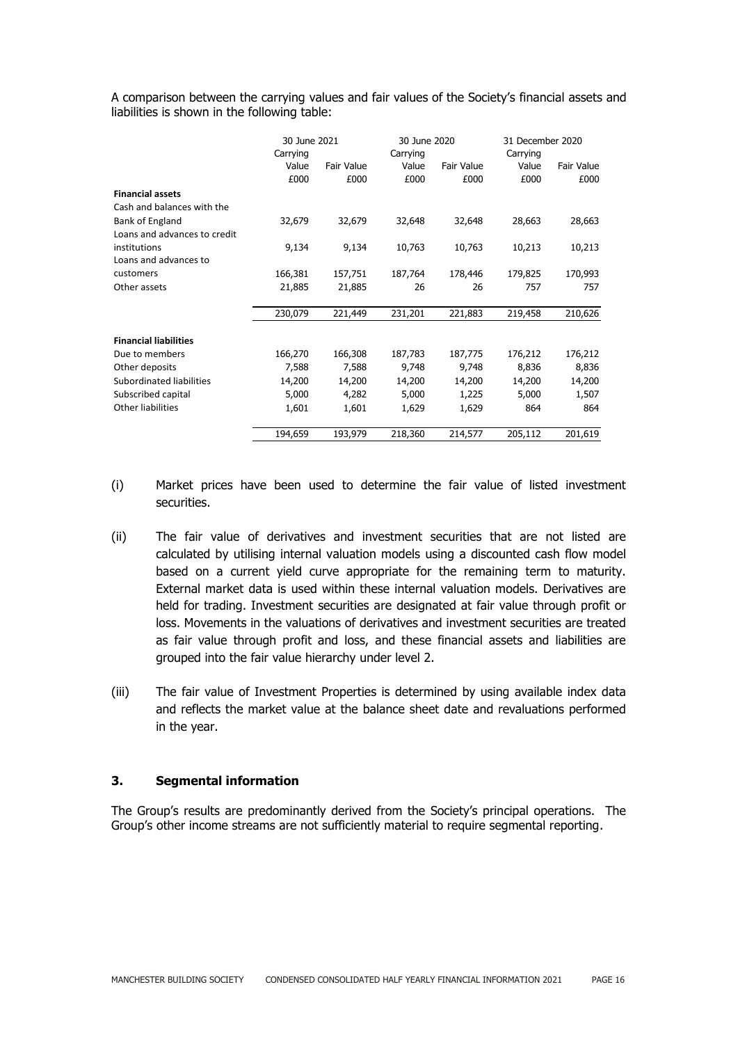A comparison between the carrying values and fair values of the Society's financial assets and liabilities is shown in the following table:

| | 30 June 2021 | | 30 June 2020 | | 31 December 2020 | |
|---|---|---|---|---|---|---|
| | Carrying Value £000 | Fair Value £000 | Carrying Value £000 | Fair Value £000 | Carrying Value £000 | Fair Value £000 |
| **Financial assets** | | | | | | |
| Cash and balances with the Bank of England | 32,679 | 32,679 | 32,648 | 32,648 | 28,663 | 28,663 |
| Loans and advances to credit institutions | 9,134 | 9,134 | 10,763 | 10,763 | 10,213 | 10,213 |
| Loans and advances to customers | 166,381 | 157,751 | 187,764 | 178,446 | 179,825 | 170,993 |
| Other assets | 21,885 | 21,885 | 26 | 26 | 757 | 757 |
| | 230,079 | 221,449 | 231,201 | 221,883 | 219,458 | 210,626 |
| **Financial liabilities** | | | | | | |
| Due to members | 166,270 | 166,308 | 187,783 | 187,775 | 176,212 | 176,212 |
| Other deposits | 7,588 | 7,588 | 9,748 | 9,748 | 8,836 | 8,836 |
| Subordinated liabilities | 14,200 | 14,200 | 14,200 | 14,200 | 14,200 | 14,200 |
| Subscribed capital | 5,000 | 4,282 | 5,000 | 1,225 | 5,000 | 1,507 |
| Other liabilities | 1,601 | 1,601 | 1,629 | 1,629 | 864 | 864 |
| | 194,659 | 193,979 | 218,360 | 214,577 | 205,112 | 201,619 |

(i) Market prices have been used to determine the fair value of listed investment securities.

(ii) The fair value of derivatives and investment securities that are not listed are calculated by utilising internal valuation models using a discounted cash flow model based on a current yield curve appropriate for the remaining term to maturity. External market data is used within these internal valuation models. Derivatives are held for trading. Investment securities are designated at fair value through profit or loss. Movements in the valuations of derivatives and investment securities are treated as fair value through profit and loss, and these financial assets and liabilities are grouped into the fair value hierarchy under level 2.

(iii) The fair value of Investment Properties is determined by using available index data and reflects the market value at the balance sheet date and revaluations performed in the year.

## 3. Segmental information

The Group's results are predominantly derived from the Society's principal operations. The Group's other income streams are not sufficiently material to require segmental reporting.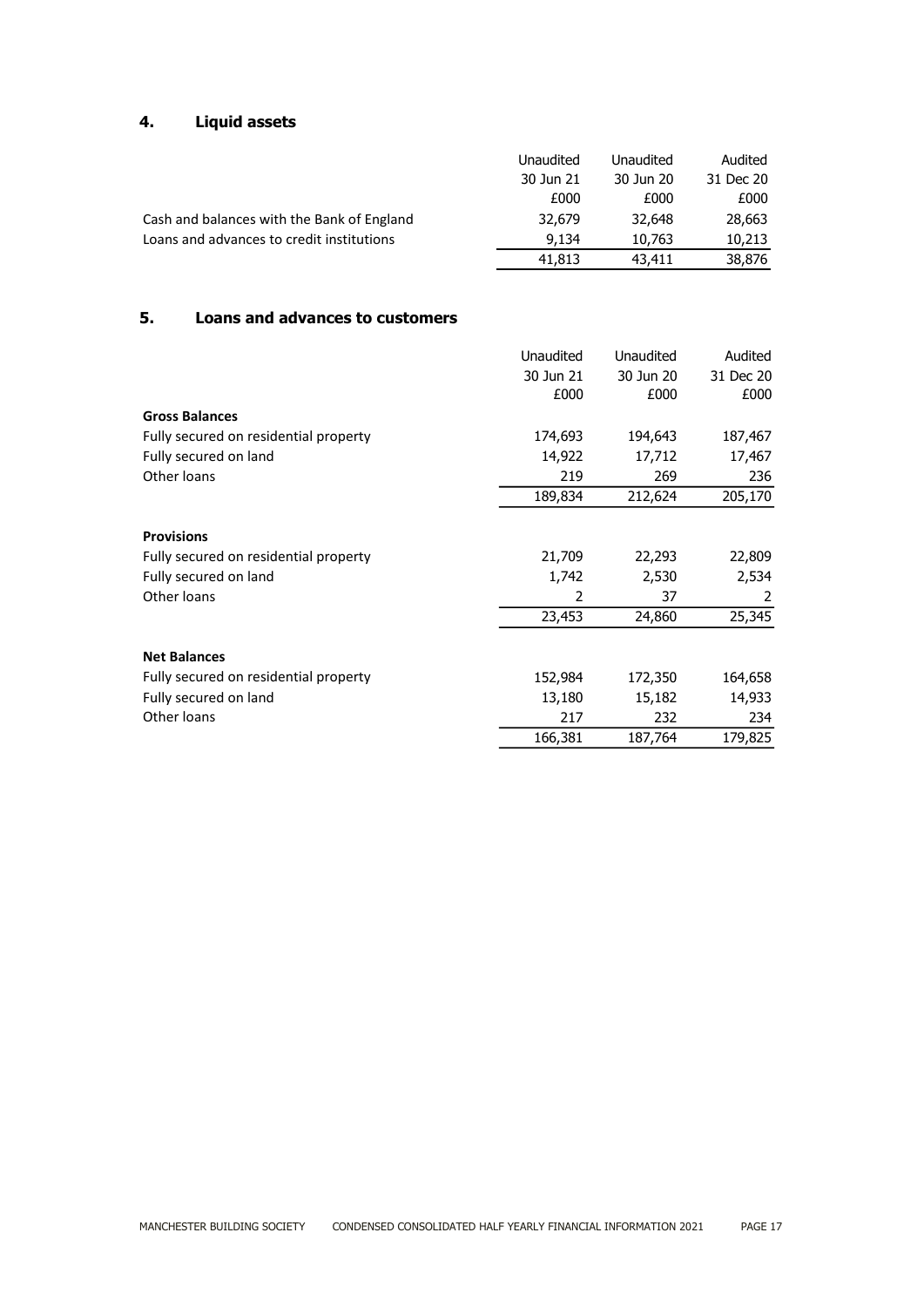## 4. Liquid assets

| | Unaudited | Unaudited | Audited |
|---|---|---|---|
| | 30 Jun 21 | 30 Jun 20 | 31 Dec 20 |
| | £000 | £000 | £000 |
| Cash and balances with the Bank of England | 32,679 | 32,648 | 28,663 |
| Loans and advances to credit institutions | 9,134 | 10,763 | 10,213 |
| | 41,813 | 43,411 | 38,876 |

## 5. Loans and advances to customers

| | Unaudited | Unaudited | Audited |
|---|---|---|---|
| | 30 Jun 21 | 30 Jun 20 | 31 Dec 20 |
| | £000 | £000 | £000 |
| **Gross Balances** | | | |
| Fully secured on residential property | 174,693 | 194,643 | 187,467 |
| Fully secured on land | 14,922 | 17,712 | 17,467 |
| Other loans | 219 | 269 | 236 |
| | 189,834 | 212,624 | 205,170 |
| **Provisions** | | | |
| Fully secured on residential property | 21,709 | 22,293 | 22,809 |
| Fully secured on land | 1,742 | 2,530 | 2,534 |
| Other loans | 2 | 37 | 2 |
| | 23,453 | 24,860 | 25,345 |
| **Net Balances** | | | |
| Fully secured on residential property | 152,984 | 172,350 | 164,658 |
| Fully secured on land | 13,180 | 15,182 | 14,933 |
| Other loans | 217 | 232 | 234 |
| | 166,381 | 187,764 | 179,825 |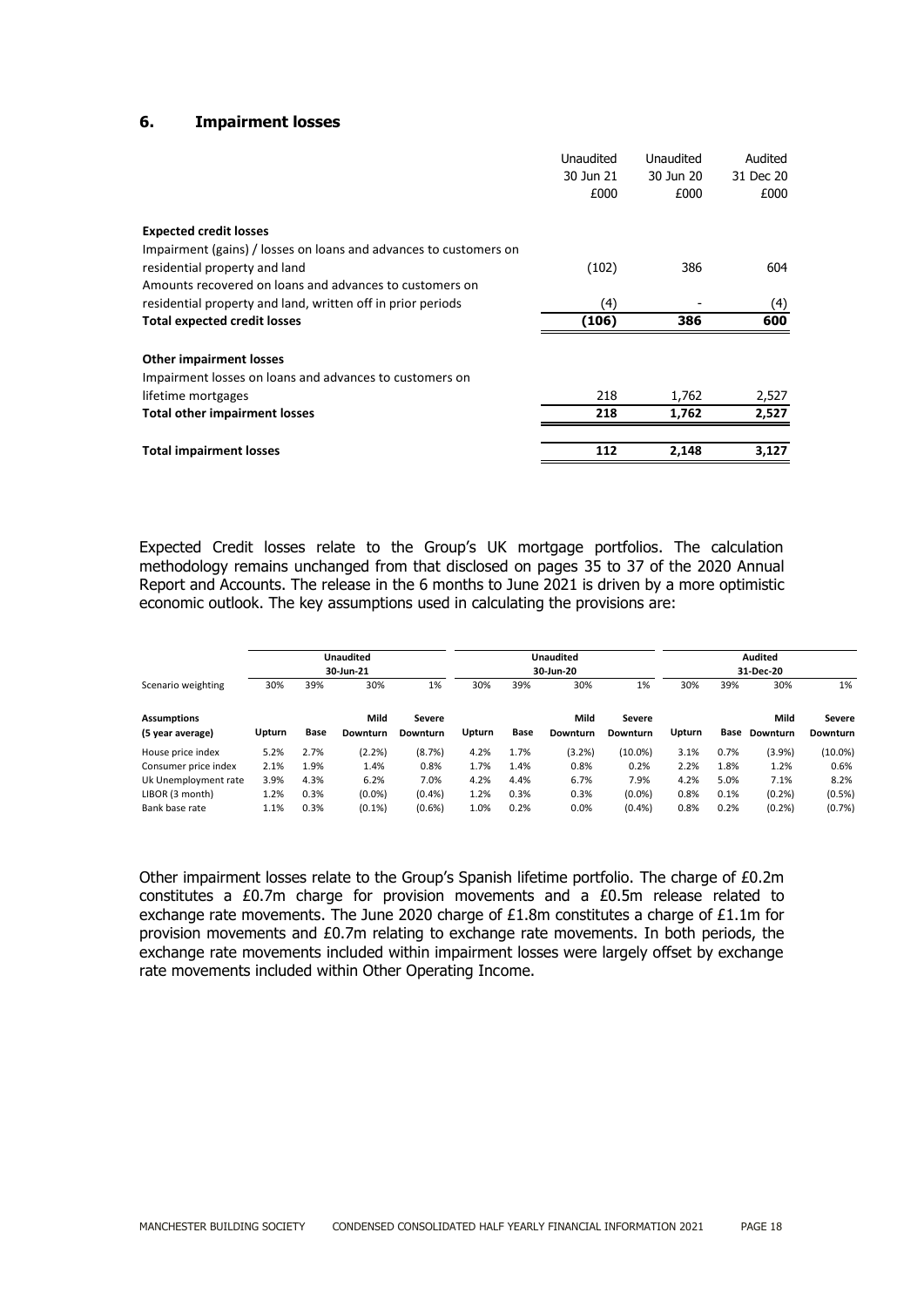## 6. Impairment losses

| | Unaudited 30 Jun 21 £000 | Unaudited 30 Jun 20 £000 | Audited 31 Dec 20 £000 |
|---|---|---|---|
| **Expected credit losses** | | | |
| Impairment (gains) / losses on loans and advances to customers on residential property and land | (102) | 386 | 604 |
| Amounts recovered on loans and advances to customers on residential property and land, written off in prior periods | (4) | - | (4) |
| **Total expected credit losses** | **(106)** | **386** | **600** |
| **Other impairment losses** | | | |
| Impairment losses on loans and advances to customers on lifetime mortgages | 218 | 1,762 | 2,527 |
| **Total other impairment losses** | **218** | **1,762** | **2,527** |
| **Total impairment losses** | **112** | **2,148** | **3,127** |

Expected Credit losses relate to the Group's UK mortgage portfolios. The calculation methodology remains unchanged from that disclosed on pages 35 to 37 of the 2020 Annual Report and Accounts. The release in the 6 months to June 2021 is driven by a more optimistic economic outlook. The key assumptions used in calculating the provisions are:

| | Unaudited 30-Jun-21 | | | | Unaudited 30-Jun-20 | | | | Audited 31-Dec-20 | | | |
|---|---|---|---|---|---|---|---|---|---|---|---|---|
| Scenario weighting | 30% | 39% | 30% | 1% | 30% | 39% | 30% | 1% | 30% | 39% | 30% | 1% |
| **Assumptions (5 year average)** | **Upturn** | **Base** | **Mild Downturn** | **Severe Downturn** | **Upturn** | **Base** | **Mild Downturn** | **Severe Downturn** | **Upturn** | **Base** | **Mild Downturn** | **Severe Downturn** |
| House price index | 5.2% | 2.7% | (2.2%) | (8.7%) | 4.2% | 1.7% | (3.2%) | (10.0%) | 3.1% | 0.7% | (3.9%) | (10.0%) |
| Consumer price index | 2.1% | 1.9% | 1.4% | 0.8% | 1.7% | 1.4% | 0.8% | 0.2% | 2.2% | 1.8% | 1.2% | 0.6% |
| Uk Unemployment rate | 3.9% | 4.3% | 6.2% | 7.0% | 4.2% | 4.4% | 6.7% | 7.9% | 4.2% | 5.0% | 7.1% | 8.2% |
| LIBOR (3 month) | 1.2% | 0.3% | (0.0%) | (0.4%) | 1.2% | 0.3% | 0.3% | (0.0%) | 0.8% | 0.1% | (0.2%) | (0.5%) |
| Bank base rate | 1.1% | 0.3% | (0.1%) | (0.6%) | 1.0% | 0.2% | 0.0% | (0.4%) | 0.8% | 0.2% | (0.2%) | (0.7%) |

Other impairment losses relate to the Group's Spanish lifetime portfolio. The charge of £0.2m constitutes a £0.7m charge for provision movements and a £0.5m release related to exchange rate movements. The June 2020 charge of £1.8m constitutes a charge of £1.1m for provision movements and £0.7m relating to exchange rate movements. In both periods, the exchange rate movements included within impairment losses were largely offset by exchange rate movements included within Other Operating Income.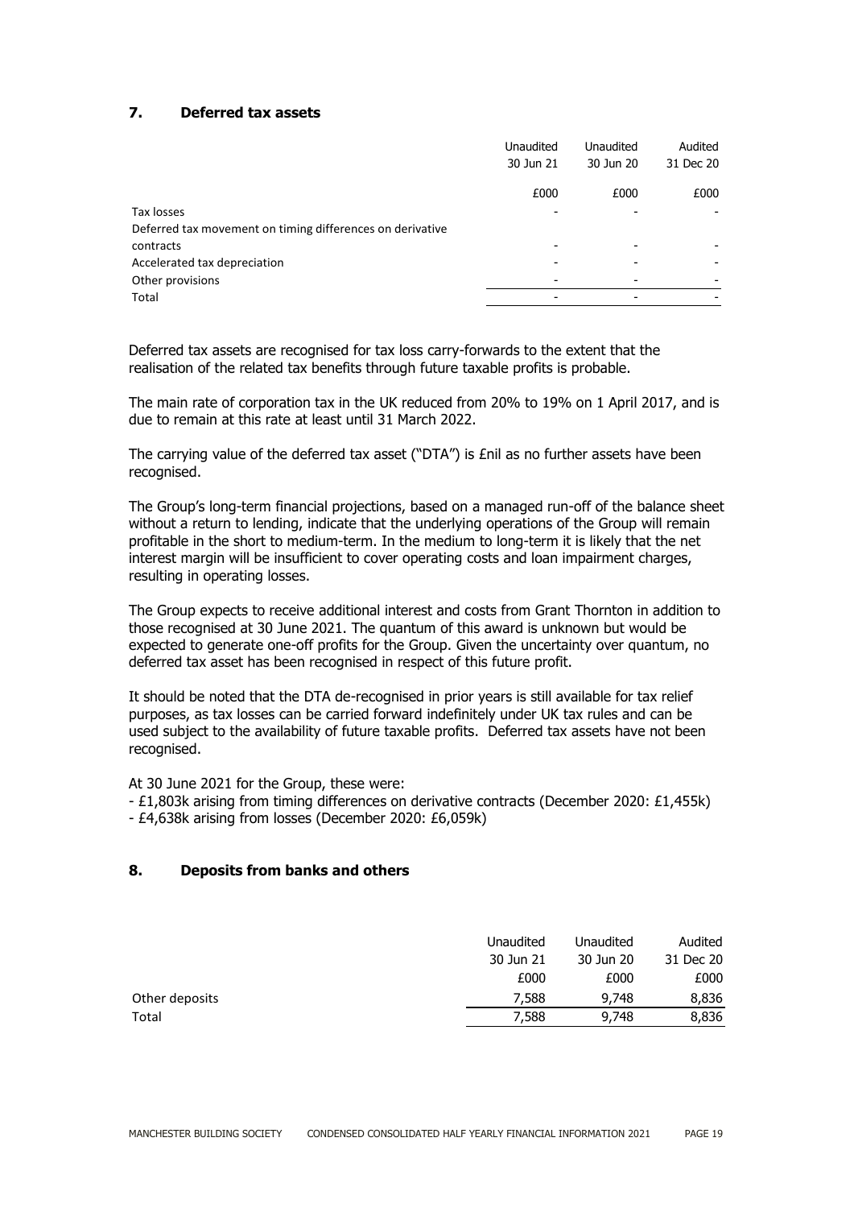## 7. Deferred tax assets

| | Unaudited 30 Jun 21 | Unaudited 30 Jun 20 | Audited 31 Dec 20 |
|---|---|---|---|
| | £000 | £000 | £000 |
| Tax losses | - | - | - |
| Deferred tax movement on timing differences on derivative contracts | - | - | - |
| Accelerated tax depreciation | - | - | - |
| Other provisions | - | - | - |
| Total | - | - | - |

Deferred tax assets are recognised for tax loss carry-forwards to the extent that the realisation of the related tax benefits through future taxable profits is probable.

The main rate of corporation tax in the UK reduced from 20% to 19% on 1 April 2017, and is due to remain at this rate at least until 31 March 2022.

The carrying value of the deferred tax asset ("DTA") is £nil as no further assets have been recognised.

The Group's long-term financial projections, based on a managed run-off of the balance sheet without a return to lending, indicate that the underlying operations of the Group will remain profitable in the short to medium-term. In the medium to long-term it is likely that the net interest margin will be insufficient to cover operating costs and loan impairment charges, resulting in operating losses.

The Group expects to receive additional interest and costs from Grant Thornton in addition to those recognised at 30 June 2021. The quantum of this award is unknown but would be expected to generate one-off profits for the Group. Given the uncertainty over quantum, no deferred tax asset has been recognised in respect of this future profit.

It should be noted that the DTA de-recognised in prior years is still available for tax relief purposes, as tax losses can be carried forward indefinitely under UK tax rules and can be used subject to the availability of future taxable profits. Deferred tax assets have not been recognised.

At 30 June 2021 for the Group, these were:

- £1,803k arising from timing differences on derivative contracts (December 2020: £1,455k)
- £4,638k arising from losses (December 2020: £6,059k)

## 8. Deposits from banks and others

| | Unaudited 30 Jun 21 | Unaudited 30 Jun 20 | Audited 31 Dec 20 |
|---|---|---|---|
| | £000 | £000 | £000 |
| Other deposits | 7,588 | 9,748 | 8,836 |
| Total | 7,588 | 9,748 | 8,836 |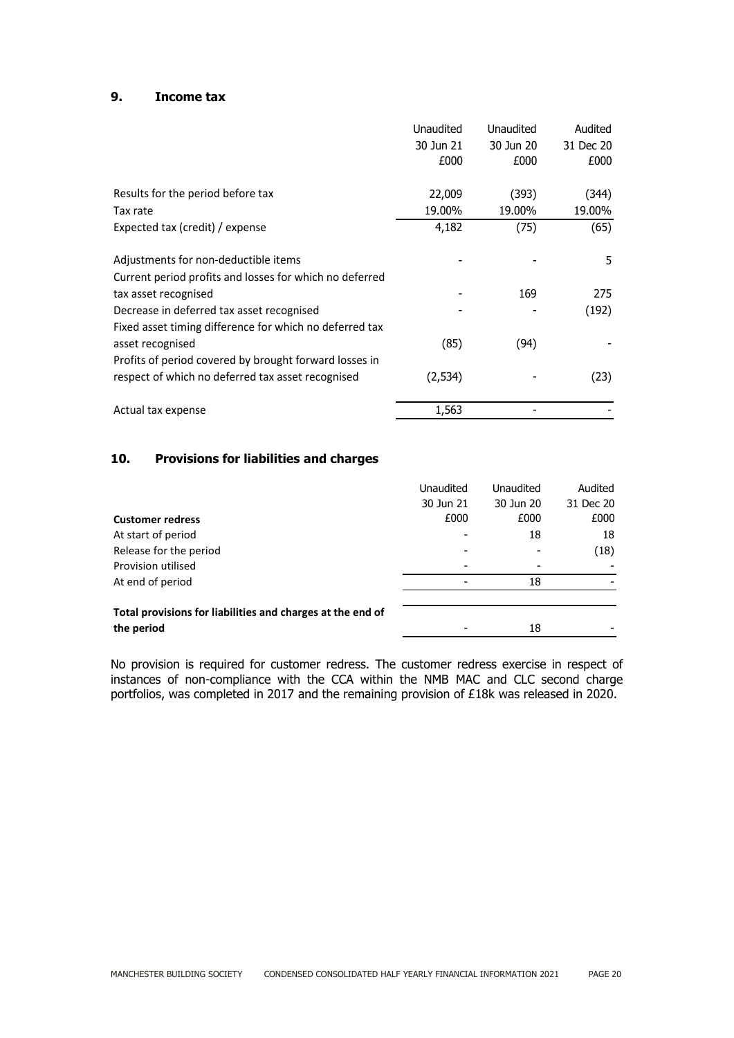## 9. Income tax

| | Unaudited 30 Jun 21 £000 | Unaudited 30 Jun 20 £000 | Audited 31 Dec 20 £000 |
|---|---|---|---|
| Results for the period before tax | 22,009 | (393) | (344) |
| Tax rate | 19.00% | 19.00% | 19.00% |
| Expected tax (credit) / expense | 4,182 | (75) | (65) |
| Adjustments for non-deductible items | - | - | 5 |
| Current period profits and losses for which no deferred tax asset recognised | - | 169 | 275 |
| Decrease in deferred tax asset recognised | - | - | (192) |
| Fixed asset timing difference for which no deferred tax asset recognised | (85) | (94) | - |
| Profits of period covered by brought forward losses in respect of which no deferred tax asset recognised | (2,534) | - | (23) |
| Actual tax expense | 1,563 | - | - |

## 10. Provisions for liabilities and charges

| **Customer redress** | Unaudited 30 Jun 21 £000 | Unaudited 30 Jun 20 £000 | Audited 31 Dec 20 £000 |
|---|---|---|---|
| At start of period | - | 18 | 18 |
| Release for the period | - | - | (18) |
| Provision utilised | - | - | - |
| At end of period | - | 18 | - |
| **Total provisions for liabilities and charges at the end of the period** | - | 18 | - |

No provision is required for customer redress. The customer redress exercise in respect of instances of non-compliance with the CCA within the NMB MAC and CLC second charge portfolios, was completed in 2017 and the remaining provision of £18k was released in 2020.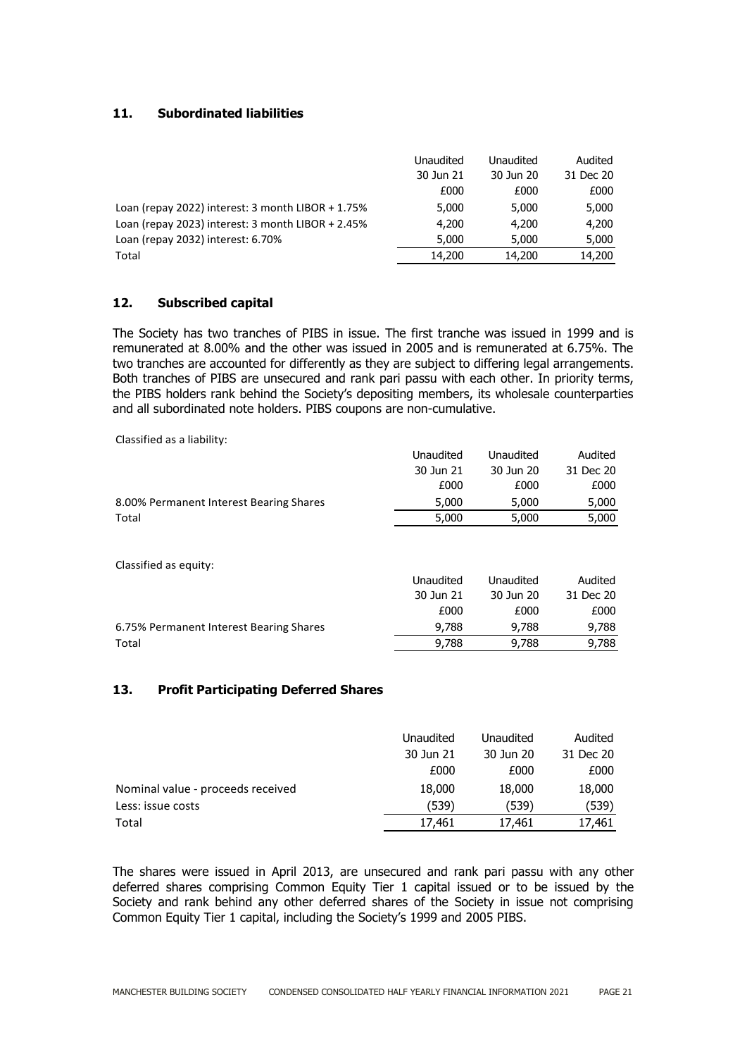## 11. Subordinated liabilities

| | Unaudited 30 Jun 21 £000 | Unaudited 30 Jun 20 £000 | Audited 31 Dec 20 £000 |
|---|---|---|---|
| Loan (repay 2022) interest: 3 month LIBOR + 1.75% | 5,000 | 5,000 | 5,000 |
| Loan (repay 2023) interest: 3 month LIBOR + 2.45% | 4,200 | 4,200 | 4,200 |
| Loan (repay 2032) interest: 6.70% | 5,000 | 5,000 | 5,000 |
| Total | 14,200 | 14,200 | 14,200 |

## 12. Subscribed capital

The Society has two tranches of PIBS in issue. The first tranche was issued in 1999 and is remunerated at 8.00% and the other was issued in 2005 and is remunerated at 6.75%. The two tranches are accounted for differently as they are subject to differing legal arrangements. Both tranches of PIBS are unsecured and rank pari passu with each other. In priority terms, the PIBS holders rank behind the Society's depositing members, its wholesale counterparties and all subordinated note holders. PIBS coupons are non-cumulative.

Classified as a liability:

| | Unaudited 30 Jun 21 £000 | Unaudited 30 Jun 20 £000 | Audited 31 Dec 20 £000 |
|---|---|---|---|
| 8.00% Permanent Interest Bearing Shares | 5,000 | 5,000 | 5,000 |
| Total | 5,000 | 5,000 | 5,000 |

Classified as equity:

| | Unaudited 30 Jun 21 £000 | Unaudited 30 Jun 20 £000 | Audited 31 Dec 20 £000 |
|---|---|---|---|
| 6.75% Permanent Interest Bearing Shares | 9,788 | 9,788 | 9,788 |
| Total | 9,788 | 9,788 | 9,788 |

## 13. Profit Participating Deferred Shares

| | Unaudited 30 Jun 21 £000 | Unaudited 30 Jun 20 £000 | Audited 31 Dec 20 £000 |
|---|---|---|---|
| Nominal value - proceeds received | 18,000 | 18,000 | 18,000 |
| Less: issue costs | (539) | (539) | (539) |
| Total | 17,461 | 17,461 | 17,461 |

The shares were issued in April 2013, are unsecured and rank pari passu with any other deferred shares comprising Common Equity Tier 1 capital issued or to be issued by the Society and rank behind any other deferred shares of the Society in issue not comprising Common Equity Tier 1 capital, including the Society's 1999 and 2005 PIBS.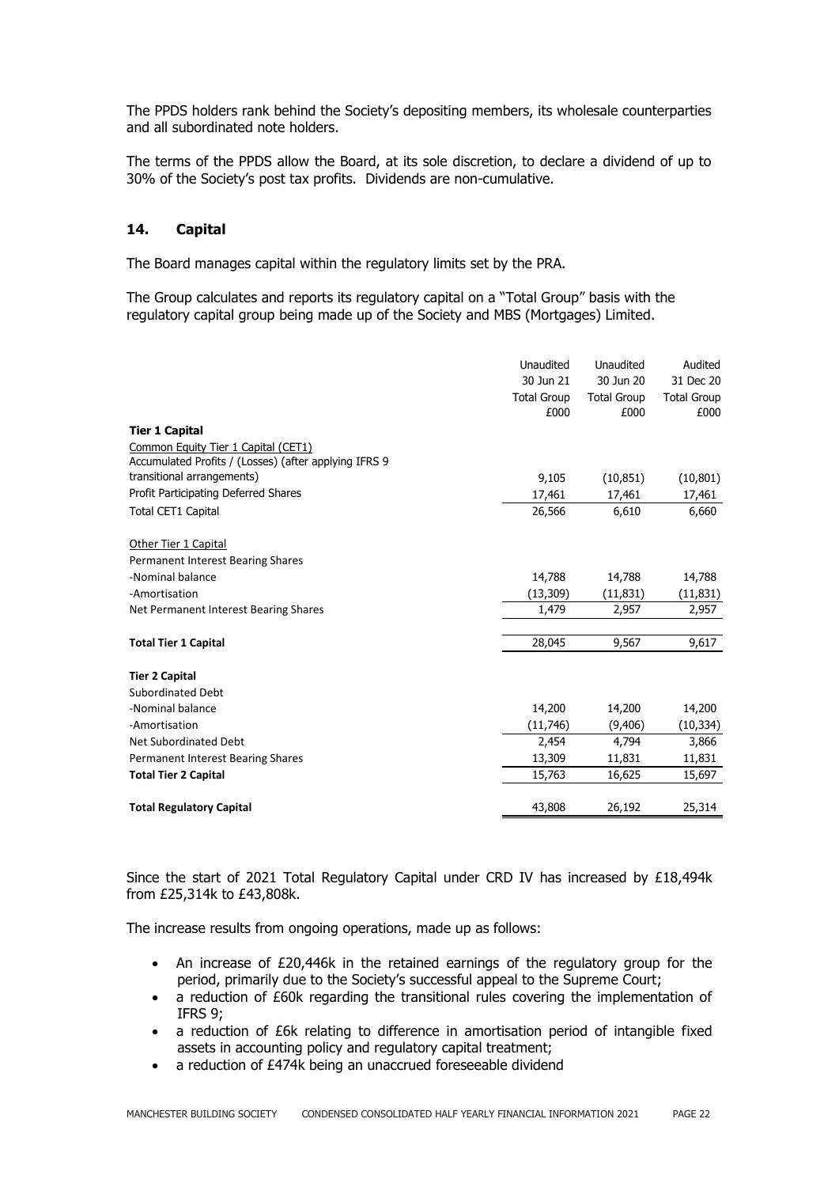The PPDS holders rank behind the Society's depositing members, its wholesale counterparties and all subordinated note holders.

The terms of the PPDS allow the Board, at its sole discretion, to declare a dividend of up to 30% of the Society's post tax profits. Dividends are non-cumulative.

## 14. Capital

The Board manages capital within the regulatory limits set by the PRA.

The Group calculates and reports its regulatory capital on a "Total Group" basis with the regulatory capital group being made up of the Society and MBS (Mortgages) Limited.

| | Unaudited 30 Jun 21 Total Group £000 | Unaudited 30 Jun 20 Total Group £000 | Audited 31 Dec 20 Total Group £000 |
|---|---|---|---|
| **Tier 1 Capital** | | | |
| Common Equity Tier 1 Capital (CET1) | | | |
| Accumulated Profits / (Losses) (after applying IFRS 9 transitional arrangements) | 9,105 | (10,851) | (10,801) |
| Profit Participating Deferred Shares | 17,461 | 17,461 | 17,461 |
| Total CET1 Capital | 26,566 | 6,610 | 6,660 |
| Other Tier 1 Capital | | | |
| Permanent Interest Bearing Shares | | | |
| -Nominal balance | 14,788 | 14,788 | 14,788 |
| -Amortisation | (13,309) | (11,831) | (11,831) |
| Net Permanent Interest Bearing Shares | 1,479 | 2,957 | 2,957 |
| **Total Tier 1 Capital** | 28,045 | 9,567 | 9,617 |
| **Tier 2 Capital** | | | |
| Subordinated Debt | | | |
| -Nominal balance | 14,200 | 14,200 | 14,200 |
| -Amortisation | (11,746) | (9,406) | (10,334) |
| Net Subordinated Debt | 2,454 | 4,794 | 3,866 |
| Permanent Interest Bearing Shares | 13,309 | 11,831 | 11,831 |
| **Total Tier 2 Capital** | 15,763 | 16,625 | 15,697 |
| **Total Regulatory Capital** | 43,808 | 26,192 | 25,314 |

Since the start of 2021 Total Regulatory Capital under CRD IV has increased by £18,494k from £25,314k to £43,808k.

The increase results from ongoing operations, made up as follows:

- An increase of £20,446k in the retained earnings of the regulatory group for the period, primarily due to the Society's successful appeal to the Supreme Court;
- a reduction of £60k regarding the transitional rules covering the implementation of IFRS 9;
- a reduction of £6k relating to difference in amortisation period of intangible fixed assets in accounting policy and regulatory capital treatment;
- a reduction of £474k being an unaccrued foreseeable dividend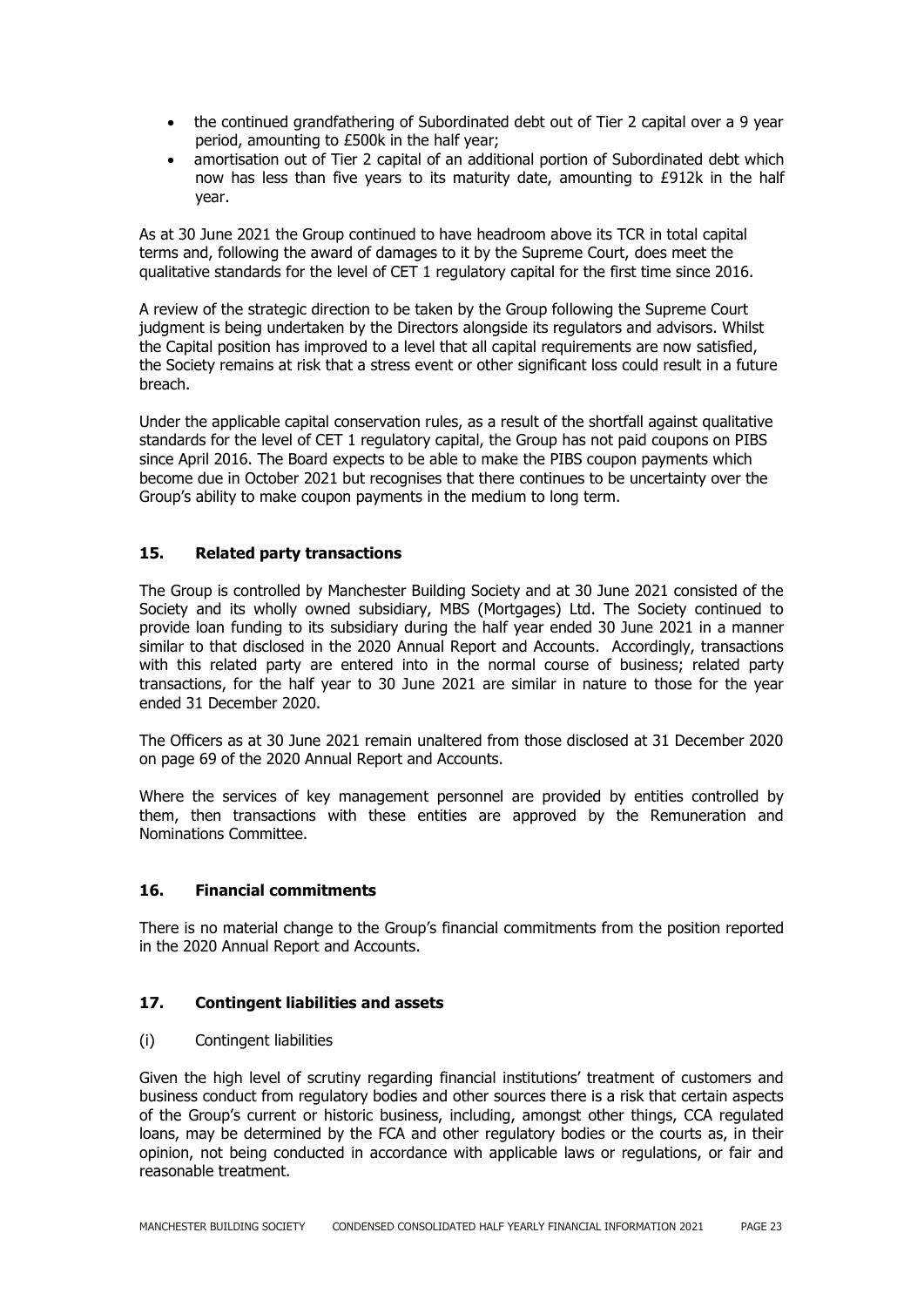- the continued grandfathering of Subordinated debt out of Tier 2 capital over a 9 year period, amounting to £500k in the half year;
- amortisation out of Tier 2 capital of an additional portion of Subordinated debt which now has less than five years to its maturity date, amounting to £912k in the half year.

As at 30 June 2021 the Group continued to have headroom above its TCR in total capital terms and, following the award of damages to it by the Supreme Court, does meet the qualitative standards for the level of CET 1 regulatory capital for the first time since 2016.

A review of the strategic direction to be taken by the Group following the Supreme Court judgment is being undertaken by the Directors alongside its regulators and advisors. Whilst the Capital position has improved to a level that all capital requirements are now satisfied, the Society remains at risk that a stress event or other significant loss could result in a future breach.

Under the applicable capital conservation rules, as a result of the shortfall against qualitative standards for the level of CET 1 regulatory capital, the Group has not paid coupons on PIBS since April 2016. The Board expects to be able to make the PIBS coupon payments which become due in October 2021 but recognises that there continues to be uncertainty over the Group's ability to make coupon payments in the medium to long term.

## 15. Related party transactions

The Group is controlled by Manchester Building Society and at 30 June 2021 consisted of the Society and its wholly owned subsidiary, MBS (Mortgages) Ltd. The Society continued to provide loan funding to its subsidiary during the half year ended 30 June 2021 in a manner similar to that disclosed in the 2020 Annual Report and Accounts. Accordingly, transactions with this related party are entered into in the normal course of business; related party transactions, for the half year to 30 June 2021 are similar in nature to those for the year ended 31 December 2020.

The Officers as at 30 June 2021 remain unaltered from those disclosed at 31 December 2020 on page 69 of the 2020 Annual Report and Accounts.

Where the services of key management personnel are provided by entities controlled by them, then transactions with these entities are approved by the Remuneration and Nominations Committee.

## 16. Financial commitments

There is no material change to the Group's financial commitments from the position reported in the 2020 Annual Report and Accounts.

## 17. Contingent liabilities and assets

(i) Contingent liabilities

Given the high level of scrutiny regarding financial institutions' treatment of customers and business conduct from regulatory bodies and other sources there is a risk that certain aspects of the Group's current or historic business, including, amongst other things, CCA regulated loans, may be determined by the FCA and other regulatory bodies or the courts as, in their opinion, not being conducted in accordance with applicable laws or regulations, or fair and reasonable treatment.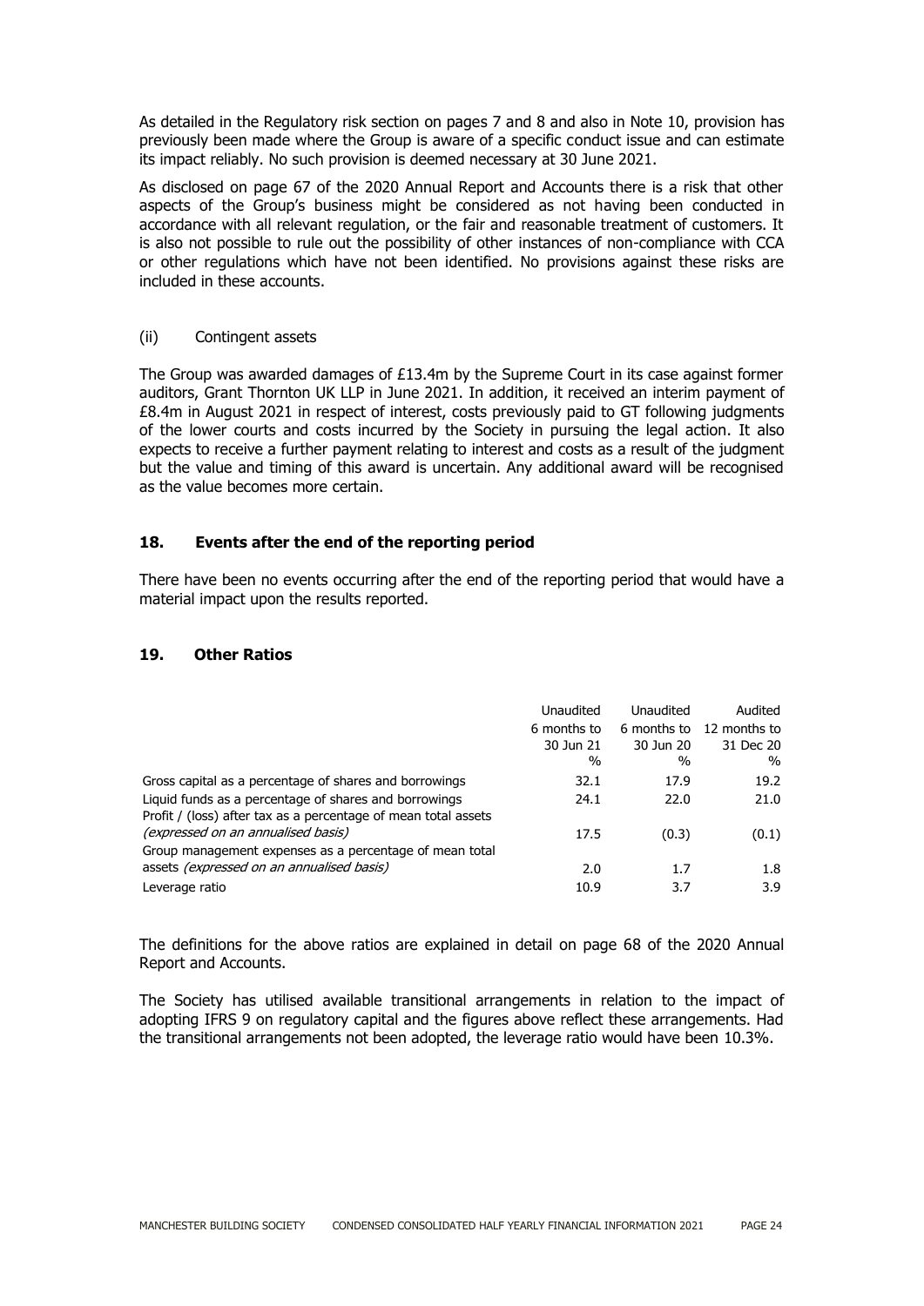As detailed in the Regulatory risk section on pages 7 and 8 and also in Note 10, provision has previously been made where the Group is aware of a specific conduct issue and can estimate its impact reliably. No such provision is deemed necessary at 30 June 2021.

As disclosed on page 67 of the 2020 Annual Report and Accounts there is a risk that other aspects of the Group's business might be considered as not having been conducted in accordance with all relevant regulation, or the fair and reasonable treatment of customers. It is also not possible to rule out the possibility of other instances of non-compliance with CCA or other regulations which have not been identified. No provisions against these risks are included in these accounts.

(ii) Contingent assets

The Group was awarded damages of £13.4m by the Supreme Court in its case against former auditors, Grant Thornton UK LLP in June 2021. In addition, it received an interim payment of £8.4m in August 2021 in respect of interest, costs previously paid to GT following judgments of the lower courts and costs incurred by the Society in pursuing the legal action. It also expects to receive a further payment relating to interest and costs as a result of the judgment but the value and timing of this award is uncertain. Any additional award will be recognised as the value becomes more certain.

## 18. Events after the end of the reporting period

There have been no events occurring after the end of the reporting period that would have a material impact upon the results reported.

## 19. Other Ratios

| | Unaudited 6 months to 30 Jun 21 % | Unaudited 6 months to 30 Jun 20 % | Audited 12 months to 31 Dec 20 % |
|---|---|---|---|
| Gross capital as a percentage of shares and borrowings | 32.1 | 17.9 | 19.2 |
| Liquid funds as a percentage of shares and borrowings | 24.1 | 22.0 | 21.0 |
| Profit / (loss) after tax as a percentage of mean total assets *(expressed on an annualised basis)* | 17.5 | (0.3) | (0.1) |
| Group management expenses as a percentage of mean total assets *(expressed on an annualised basis)* | 2.0 | 1.7 | 1.8 |
| Leverage ratio | 10.9 | 3.7 | 3.9 |

The definitions for the above ratios are explained in detail on page 68 of the 2020 Annual Report and Accounts.

The Society has utilised available transitional arrangements in relation to the impact of adopting IFRS 9 on regulatory capital and the figures above reflect these arrangements. Had the transitional arrangements not been adopted, the leverage ratio would have been 10.3%.